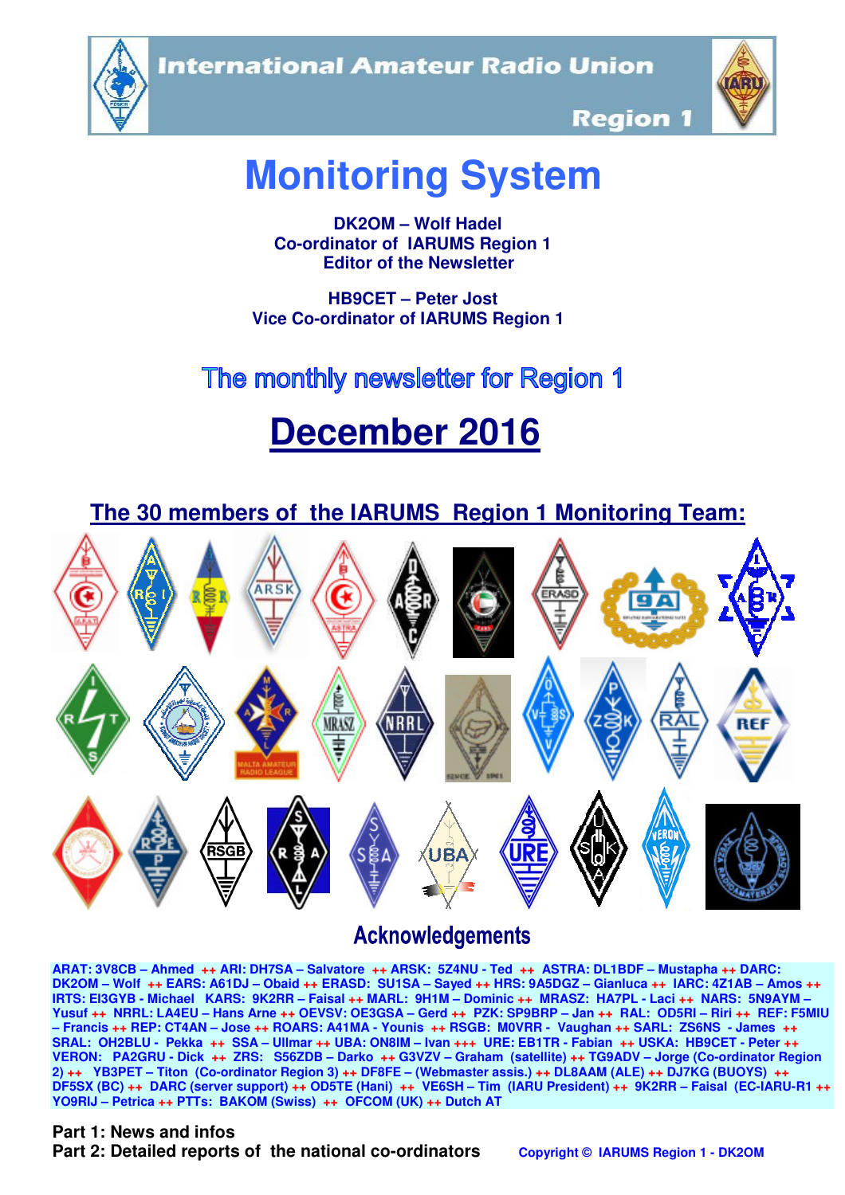International Amateur Radio Union

Region 1

# Monitoring System

**DK2OM – Wolf Hadel**
**Co-ordinator of IARUMS Region 1**
**Editor of the Newsletter**

**HB9CET – Peter Jost**
**Vice Co-ordinator of IARUMS Region 1**

## The monthly newsletter for Region 1

# December 2016

## The 30 members of the IARUMS Region 1 Monitoring Team:

## Acknowledgements

ARAT: 3V8CB – Ahmed ++ ARI: DH7SA – Salvatore ++ ARSK: 5Z4NU - Ted ++ ASTRA: DL1BDF – Mustapha ++ DARC: DK2OM – Wolf ++ EARS: A61DJ – Obaid ++ ERASD: SU1SA – Sayed ++ HRS: 9A5DGZ – Gianluca ++ IARC: 4Z1AB – Amos ++ IRTS: EI3GYB - Michael KARS: 9K2RR – Faisal ++ MARL: 9H1M – Dominic ++ MRASZ: HA7PL - Laci ++ NARS: 5N9AYM – Yusuf ++ NRRL: LA4EU – Hans Arne ++ OEVSV: OE3GSA – Gerd ++ PZK: SP9BRP – Jan ++ RAL: OD5RI – Riri ++ REF: F5MIU – Francis ++ REP: CT4AN – Jose ++ ROARS: A41MA - Younis ++ RSGB: M0VRR - Vaughan ++ SARL: ZS6NS - James ++ SRAL: OH2BLU - Pekka ++ SSA – Ullmar ++ UBA: ON8IM – Ivan +++ URE: EB1TR - Fabian ++ USKA: HB9CET - Peter ++ VERON: PA2GRU - Dick ++ ZRS: S56ZDB – Darko ++ G3VZV – Graham (satellite) ++ TG9ADV – Jorge (Co-ordinator Region 2) ++ YB3PET – Titon (Co-ordinator Region 3) ++ DF8FE – (Webmaster assis.) ++ DL8AAM (ALE) ++ DJ7KG (BUOYS) ++ DF5SX (BC) ++ DARC (server support) ++ OD5TE (Hani) ++ VE6SH – Tim (IARU President) ++ 9K2RR – Faisal (EC-IARU-R1 ++ YO9RIJ – Petrica ++ PTTs: BAKOM (Swiss) ++ OFCOM (UK) ++ Dutch AT

**Part 1: News and infos**
**Part 2: Detailed reports of the national co-ordinators**

Copyright © IARUMS Region 1 - DK2OM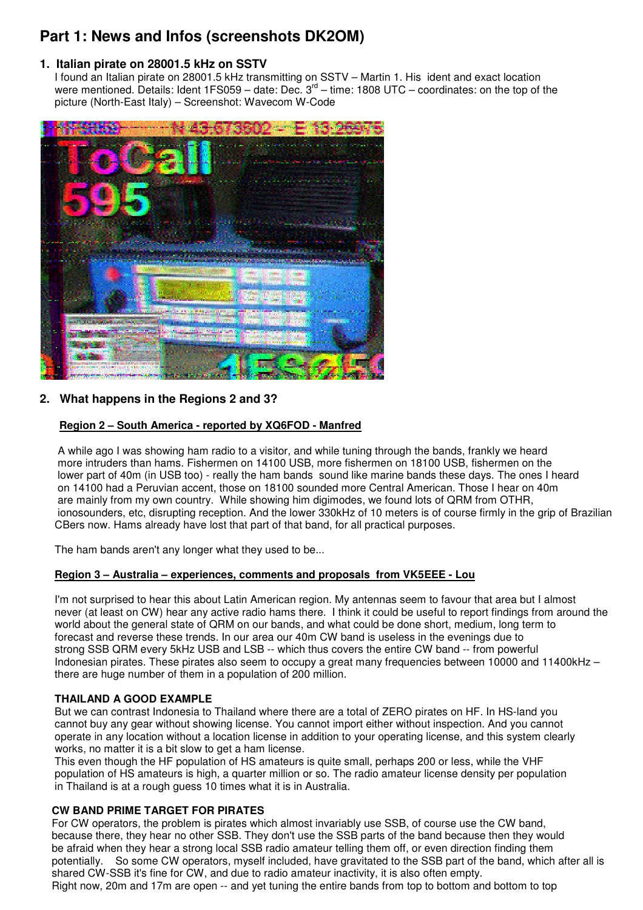# Part 1: News and Infos (screenshots DK2OM)

## 1. Italian pirate on 28001.5 kHz on SSTV

I found an Italian pirate on 28001.5 kHz transmitting on SSTV – Martin 1. His ident and exact location were mentioned. Details: Ident 1FS059 – date: Dec. 3rd – time: 1808 UTC – coordinates: on the top of the picture (North-East Italy) – Screenshot: Wavecom W-Code

## 2. What happens in the Regions 2 and 3?

**Region 2 – South America - reported by XQ6FOD - Manfred**

A while ago I was showing ham radio to a visitor, and while tuning through the bands, frankly we heard more intruders than hams. Fishermen on 14100 USB, more fishermen on 18100 USB, fishermen on the lower part of 40m (in USB too) - really the ham bands sound like marine bands these days. The ones I heard on 14100 had a Peruvian accent, those on 18100 sounded more Central American. Those I hear on 40m are mainly from my own country. While showing him digimodes, we found lots of QRM from OTHR, ionosounders, etc, disrupting reception. And the lower 330kHz of 10 meters is of course firmly in the grip of Brazilian CBers now. Hams already have lost that part of that band, for all practical purposes.

The ham bands aren't any longer what they used to be...

**Region 3 – Australia – experiences, comments and proposals from VK5EEE - Lou**

I'm not surprised to hear this about Latin American region. My antennas seem to favour that area but I almost never (at least on CW) hear any active radio hams there. I think it could be useful to report findings from around the world about the general state of QRM on our bands, and what could be done short, medium, long term to forecast and reverse these trends. In our area our 40m CW band is useless in the evenings due to strong SSB QRM every 5kHz USB and LSB -- which thus covers the entire CW band -- from powerful Indonesian pirates. These pirates also seem to occupy a great many frequencies between 10000 and 11400kHz – there are huge number of them in a population of 200 million.

**THAILAND A GOOD EXAMPLE**

But we can contrast Indonesia to Thailand where there are a total of ZERO pirates on HF. In HS-land you cannot buy any gear without showing license. You cannot import either without inspection. And you cannot operate in any location without a location license in addition to your operating license, and this system clearly works, no matter it is a bit slow to get a ham license.

This even though the HF population of HS amateurs is quite small, perhaps 200 or less, while the VHF population of HS amateurs is high, a quarter million or so. The radio amateur license density per population in Thailand is at a rough guess 10 times what it is in Australia.

**CW BAND PRIME TARGET FOR PIRATES**

For CW operators, the problem is pirates which almost invariably use SSB, of course use the CW band, because there, they hear no other SSB. They don't use the SSB parts of the band because then they would be afraid when they hear a strong local SSB radio amateur telling them off, or even direction finding them potentially. So some CW operators, myself included, have gravitated to the SSB part of the band, which after all is shared CW-SSB it's fine for CW, and due to radio amateur inactivity, it is also often empty.

Right now, 20m and 17m are open -- and yet tuning the entire bands from top to bottom and bottom to top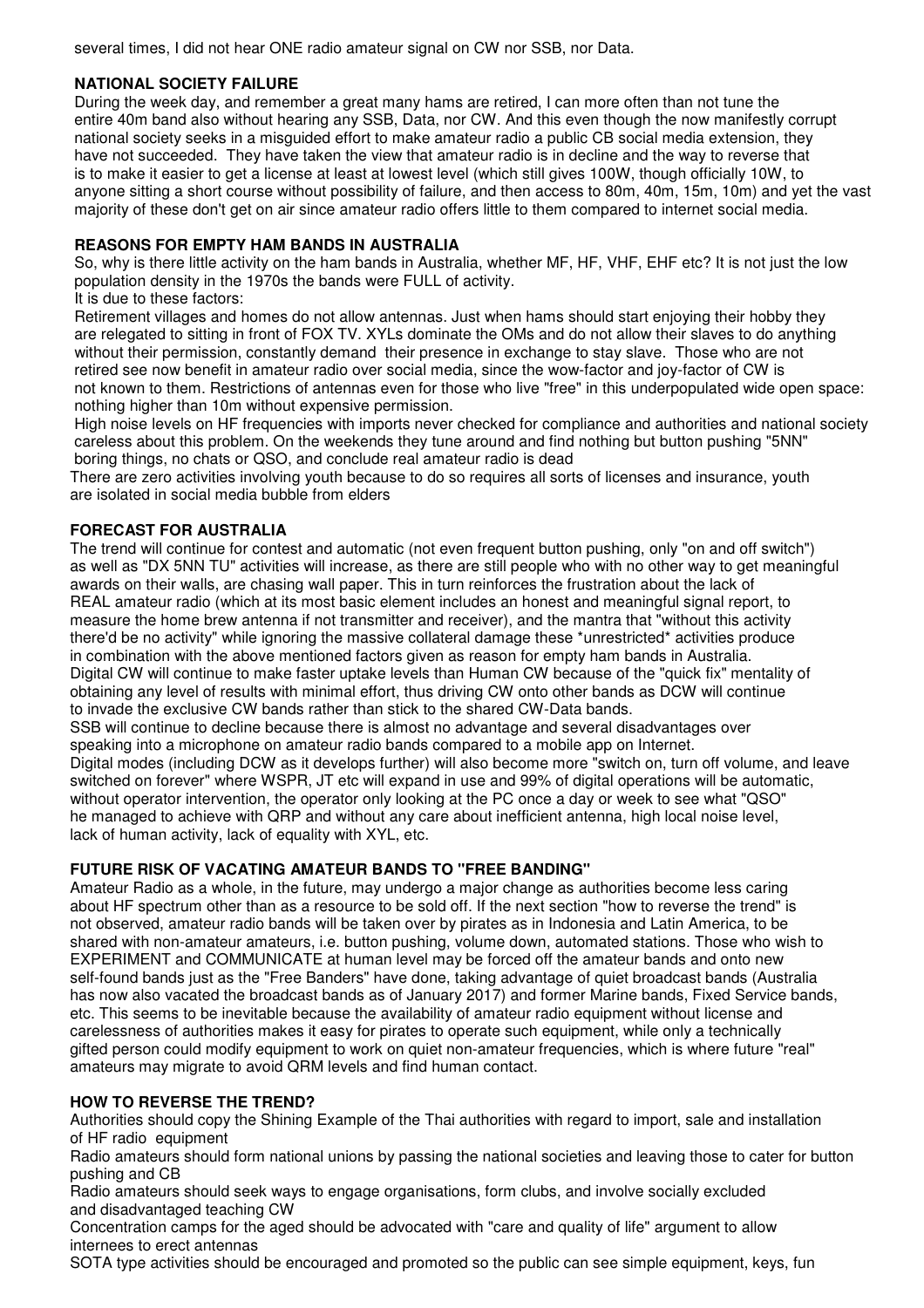several times, I did not hear ONE radio amateur signal on CW nor SSB, nor Data.

### NATIONAL SOCIETY FAILURE

During the week day, and remember a great many hams are retired, I can more often than not tune the entire 40m band also without hearing any SSB, Data, nor CW. And this even though the now manifestly corrupt national society seeks in a misguided effort to make amateur radio a public CB social media extension, they have not succeeded. They have taken the view that amateur radio is in decline and the way to reverse that is to make it easier to get a license at least at lowest level (which still gives 100W, though officially 10W, to anyone sitting a short course without possibility of failure, and then access to 80m, 40m, 15m, 10m) and yet the vast majority of these don't get on air since amateur radio offers little to them compared to internet social media.

### REASONS FOR EMPTY HAM BANDS IN AUSTRALIA

So, why is there little activity on the ham bands in Australia, whether MF, HF, VHF, EHF etc? It is not just the low population density in the 1970s the bands were FULL of activity.
It is due to these factors:
Retirement villages and homes do not allow antennas. Just when hams should start enjoying their hobby they are relegated to sitting in front of FOX TV. XYLs dominate the OMs and do not allow their slaves to do anything without their permission, constantly demand their presence in exchange to stay slave. Those who are not retired see now benefit in amateur radio over social media, since the wow-factor and joy-factor of CW is not known to them. Restrictions of antennas even for those who live "free" in this underpopulated wide open space: nothing higher than 10m without expensive permission.
High noise levels on HF frequencies with imports never checked for compliance and authorities and national society careless about this problem. On the weekends they tune around and find nothing but button pushing "5NN" boring things, no chats or QSO, and conclude real amateur radio is dead
There are zero activities involving youth because to do so requires all sorts of licenses and insurance, youth are isolated in social media bubble from elders

### FORECAST FOR AUSTRALIA

The trend will continue for contest and automatic (not even frequent button pushing, only "on and off switch") as well as "DX 5NN TU" activities will increase, as there are still people who with no other way to get meaningful awards on their walls, are chasing wall paper. This in turn reinforces the frustration about the lack of REAL amateur radio (which at its most basic element includes an honest and meaningful signal report, to measure the home brew antenna if not transmitter and receiver), and the mantra that "without this activity there'd be no activity" while ignoring the massive collateral damage these *unrestricted* activities produce in combination with the above mentioned factors given as reason for empty ham bands in Australia.
Digital CW will continue to make faster uptake levels than Human CW because of the "quick fix" mentality of obtaining any level of results with minimal effort, thus driving CW onto other bands as DCW will continue to invade the exclusive CW bands rather than stick to the shared CW-Data bands.
SSB will continue to decline because there is almost no advantage and several disadvantages over speaking into a microphone on amateur radio bands compared to a mobile app on Internet.
Digital modes (including DCW as it develops further) will also become more "switch on, turn off volume, and leave switched on forever" where WSPR, JT etc will expand in use and 99% of digital operations will be automatic, without operator intervention, the operator only looking at the PC once a day or week to see what "QSO" he managed to achieve with QRP and without any care about inefficient antenna, high local noise level, lack of human activity, lack of equality with XYL, etc.

### FUTURE RISK OF VACATING AMATEUR BANDS TO "FREE BANDING"

Amateur Radio as a whole, in the future, may undergo a major change as authorities become less caring about HF spectrum other than as a resource to be sold off. If the next section "how to reverse the trend" is not observed, amateur radio bands will be taken over by pirates as in Indonesia and Latin America, to be shared with non-amateur amateurs, i.e. button pushing, volume down, automated stations. Those who wish to EXPERIMENT and COMMUNICATE at human level may be forced off the amateur bands and onto new self-found bands just as the "Free Banders" have done, taking advantage of quiet broadcast bands (Australia has now also vacated the broadcast bands as of January 2017) and former Marine bands, Fixed Service bands, etc. This seems to be inevitable because the availability of amateur radio equipment without license and carelessness of authorities makes it easy for pirates to operate such equipment, while only a technically gifted person could modify equipment to work on quiet non-amateur frequencies, which is where future "real" amateurs may migrate to avoid QRM levels and find human contact.

### HOW TO REVERSE THE TREND?

Authorities should copy the Shining Example of the Thai authorities with regard to import, sale and installation of HF radio equipment
Radio amateurs should form national unions by passing the national societies and leaving those to cater for button pushing and CB
Radio amateurs should seek ways to engage organisations, form clubs, and involve socially excluded and disadvantaged teaching CW
Concentration camps for the aged should be advocated with "care and quality of life" argument to allow internees to erect antennas
SOTA type activities should be encouraged and promoted so the public can see simple equipment, keys, fun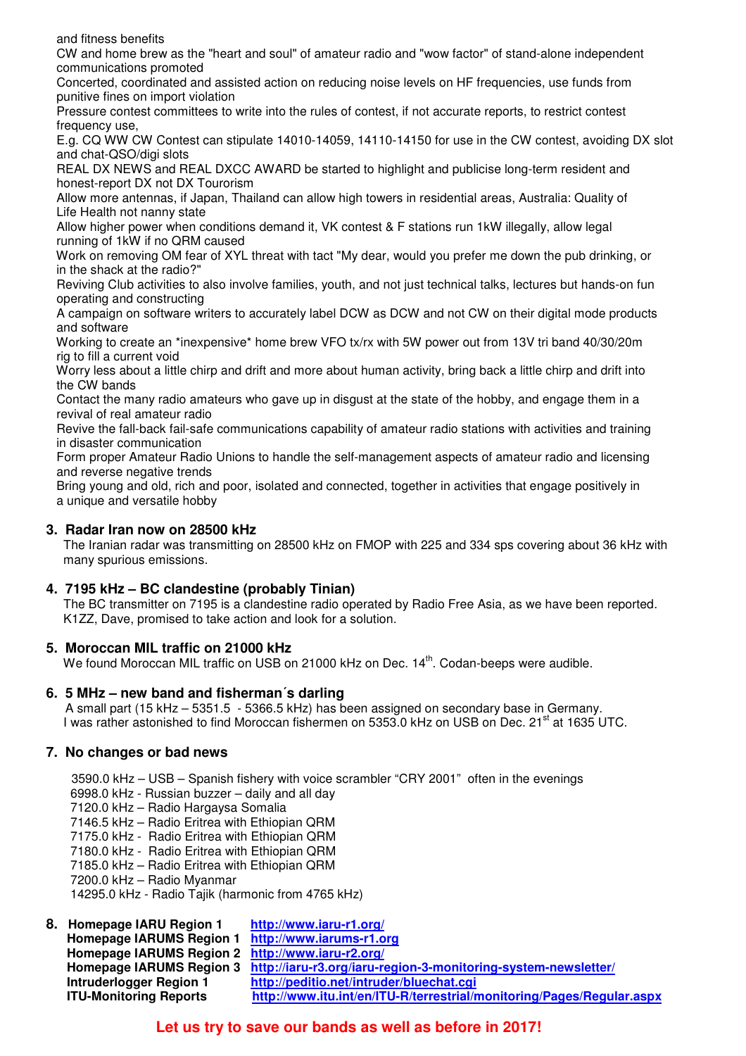and fitness benefits

CW and home brew as the "heart and soul" of amateur radio and "wow factor" of stand-alone independent communications promoted

Concerted, coordinated and assisted action on reducing noise levels on HF frequencies, use funds from punitive fines on import violation

Pressure contest committees to write into the rules of contest, if not accurate reports, to restrict contest frequency use,

E.g. CQ WW CW Contest can stipulate 14010-14059, 14110-14150 for use in the CW contest, avoiding DX slot and chat-QSO/digi slots

REAL DX NEWS and REAL DXCC AWARD be started to highlight and publicise long-term resident and honest-report DX not DX Tourorism

Allow more antennas, if Japan, Thailand can allow high towers in residential areas, Australia: Quality of Life Health not nanny state

Allow higher power when conditions demand it, VK contest & F stations run 1kW illegally, allow legal running of 1kW if no QRM caused

Work on removing OM fear of XYL threat with tact "My dear, would you prefer me down the pub drinking, or in the shack at the radio?"

Reviving Club activities to also involve families, youth, and not just technical talks, lectures but hands-on fun operating and constructing

A campaign on software writers to accurately label DCW as DCW and not CW on their digital mode products and software

Working to create an *inexpensive* home brew VFO tx/rx with 5W power out from 13V tri band 40/30/20m rig to fill a current void

Worry less about a little chirp and drift and more about human activity, bring back a little chirp and drift into the CW bands

Contact the many radio amateurs who gave up in disgust at the state of the hobby, and engage them in a revival of real amateur radio

Revive the fall-back fail-safe communications capability of amateur radio stations with activities and training in disaster communication

Form proper Amateur Radio Unions to handle the self-management aspects of amateur radio and licensing and reverse negative trends

Bring young and old, rich and poor, isolated and connected, together in activities that engage positively in a unique and versatile hobby

## 3. Radar Iran now on 28500 kHz

The Iranian radar was transmitting on 28500 kHz on FMOP with 225 and 334 sps covering about 36 kHz with many spurious emissions.

## 4. 7195 kHz – BC clandestine (probably Tinian)

The BC transmitter on 7195 is a clandestine radio operated by Radio Free Asia, as we have been reported. K1ZZ, Dave, promised to take action and look for a solution.

## 5. Moroccan MIL traffic on 21000 kHz

We found Moroccan MIL traffic on USB on 21000 kHz on Dec. 14th. Codan-beeps were audible.

## 6. 5 MHz – new band and fisherman´s darling

A small part (15 kHz – 5351.5 - 5366.5 kHz) has been assigned on secondary base in Germany. I was rather astonished to find Moroccan fishermen on 5353.0 kHz on USB on Dec. 21st at 1635 UTC.

## 7. No changes or bad news

3590.0 kHz – USB – Spanish fishery with voice scrambler "CRY 2001" often in the evenings
6998.0 kHz - Russian buzzer – daily and all day
7120.0 kHz – Radio Hargaysa Somalia
7146.5 kHz – Radio Eritrea with Ethiopian QRM
7175.0 kHz - Radio Eritrea with Ethiopian QRM
7180.0 kHz - Radio Eritrea with Ethiopian QRM
7185.0 kHz – Radio Eritrea with Ethiopian QRM
7200.0 kHz – Radio Myanmar
14295.0 kHz - Radio Tajik (harmonic from 4765 kHz)

## 8.

| | |
|---|---|
| **Homepage IARU Region 1** | http://www.iaru-r1.org/ |
| **Homepage IARUMS Region 1** | http://www.iarums-r1.org |
| **Homepage IARUMS Region 2** | http://www.iaru-r2.org/ |
| **Homepage IARUMS Region 3** | http://iaru-r3.org/iaru-region-3-monitoring-system-newsletter/ |
| **Intruderlogger Region 1** | http://peditio.net/intruder/bluechat.cgi |
| **ITU-Monitoring Reports** | http://www.itu.int/en/ITU-R/terrestrial/monitoring/Pages/Regular.aspx |

**Let us try to save our bands as well as before in 2017!**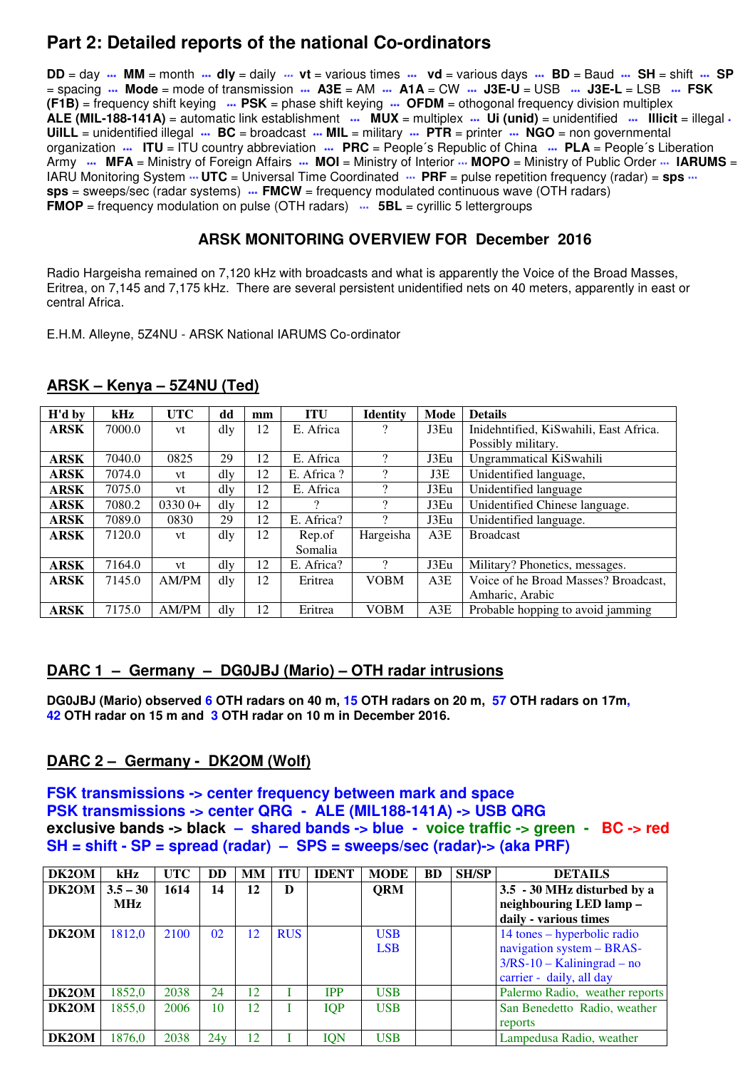# Part 2: Detailed reports of the national Co-ordinators

**DD** = day ··· **MM** = month ··· **dly** = daily ··· **vt** = various times ··· **vd** = various days ··· **BD** = Baud ··· **SH** = shift ··· **SP** = spacing ··· **Mode** = mode of transmission ··· **A3E** = AM ··· **A1A** = CW ··· **J3E-U** = USB ··· **J3E-L** = LSB ··· **FSK (F1B)** = frequency shift keying ··· **PSK** = phase shift keying ··· **OFDM** = othogonal frequency division multiplex **ALE (MIL-188-141A)** = automatic link establishment ··· **MUX** = multiplex ··· **Ui (unid)** = unidentified ··· **Illicit** = illegal · **UiILL** = unidentified illegal ··· **BC** = broadcast ··· **MIL** = military ··· **PTR** = printer ··· **NGO** = non governmental organization ··· **ITU** = ITU country abbreviation ··· **PRC** = People´s Republic of China ··· **PLA** = People´s Liberation Army ··· **MFA** = Ministry of Foreign Affairs ··· **MOI** = Ministry of Interior ··· **MOPO** = Ministry of Public Order ··· **IARUMS** = IARU Monitoring System ··· **UTC** = Universal Time Coordinated ··· **PRF** = pulse repetition frequency (radar) = **sps** ··· **sps** = sweeps/sec (radar systems) ··· **FMCW** = frequency modulated continuous wave (OTH radars) **FMOP** = frequency modulation on pulse (OTH radars) ··· **5BL** = cyrillic 5 lettergroups

## ARSK MONITORING OVERVIEW FOR December 2016

Radio Hargeisha remained on 7,120 kHz with broadcasts and what is apparently the Voice of the Broad Masses, Eritrea, on 7,145 and 7,175 kHz. There are several persistent unidentified nets on 40 meters, apparently in east or central Africa.

E.H.M. Alleyne, 5Z4NU - ARSK National IARUMS Co-ordinator

## ARSK – Kenya – 5Z4NU (Ted)

| H'd by | kHz | UTC | dd | mm | ITU | Identity | Mode | Details |
|---|---|---|---|---|---|---|---|---|
| **ARSK** | 7000.0 | vt | dly | 12 | E. Africa | ? | J3Eu | Inidehntified, KiSwahili, East Africa. Possibly military. |
| **ARSK** | 7040.0 | 0825 | 29 | 12 | E. Africa | ? | J3Eu | Ungrammatical KiSwahili |
| **ARSK** | 7074.0 | vt | dly | 12 | E. Africa ? | ? | J3E | Unidentified language, |
| **ARSK** | 7075.0 | vt | dly | 12 | E. Africa | ? | J3Eu | Unidentified language |
| **ARSK** | 7080.2 | 0330 0+ | dly | 12 | ? | ? | J3Eu | Unidentified Chinese language. |
| **ARSK** | 7089.0 | 0830 | 29 | 12 | E. Africa? | ? | J3Eu | Unidentified language. |
| **ARSK** | 7120.0 | vt | dly | 12 | Rep.of Somalia | Hargeisha | A3E | Broadcast |
| **ARSK** | 7164.0 | vt | dly | 12 | E. Africa? | ? | J3Eu | Military? Phonetics, messages. |
| **ARSK** | 7145.0 | AM/PM | dly | 12 | Eritrea | VOBM | A3E | Voice of he Broad Masses? Broadcast, Amharic, Arabic |
| **ARSK** | 7175.0 | AM/PM | dly | 12 | Eritrea | VOBM | A3E | Probable hopping to avoid jamming |

## DARC 1 – Germany – DG0JBJ (Mario) – OTH radar intrusions

**DG0JBJ (Mario) observed 6 OTH radars on 40 m, 15 OTH radars on 20 m, 57 OTH radars on 17m, 42 OTH radar on 15 m and 3 OTH radar on 10 m in December 2016.**

## DARC 2 – Germany - DK2OM (Wolf)

**FSK transmissions -> center frequency between mark and space**
**PSK transmissions -> center QRG - ALE (MIL188-141A) -> USB QRG**
**exclusive bands -> black – shared bands -> blue - voice traffic -> green - BC -> red**
**SH = shift - SP = spread (radar) – SPS = sweeps/sec (radar)-> (aka PRF)**

| DK2OM | kHz | UTC | DD | MM | ITU | IDENT | MODE | BD | SH/SP | DETAILS |
|---|---|---|---|---|---|---|---|---|---|---|
| **DK2OM** | **3.5 – 30 MHz** | **1614** | **14** | **12** | **D** | | **QRM** | | | **3.5 - 30 MHz disturbed by a neighbouring LED lamp – daily - various times** |
| **DK2OM** | 1812,0 | 2100 | 02 | 12 | RUS | | USB LSB | | | 14 tones – hyperbolic radio navigation system – BRAS-3/RS-10 – Kaliningrad – no carrier - daily, all day |
| **DK2OM** | 1852,0 | 2038 | 24 | 12 | I | IPP | USB | | | Palermo Radio, weather reports |
| **DK2OM** | 1855,0 | 2006 | 10 | 12 | I | IQP | USB | | | San Benedetto Radio, weather reports |
| **DK2OM** | 1876,0 | 2038 | 24y | 12 | I | IQN | USB | | | Lampedusa Radio, weather |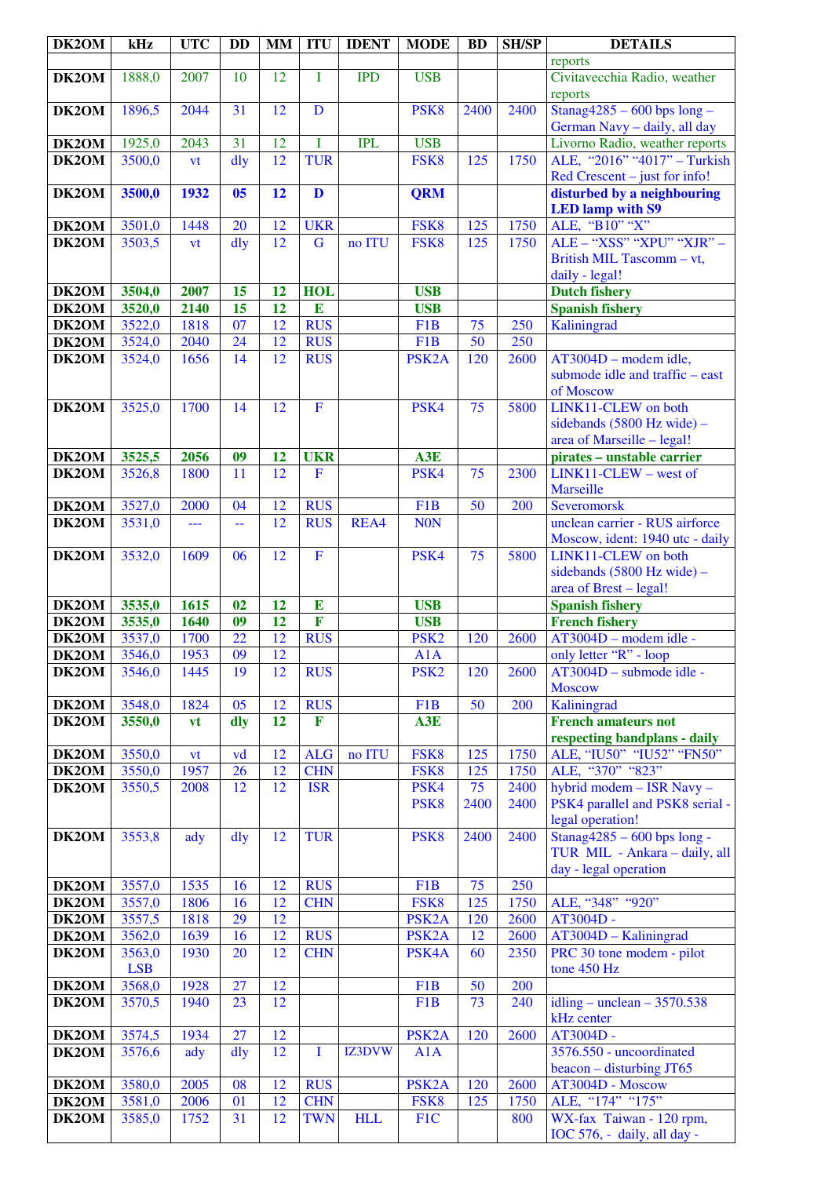| DK2OM | kHz | UTC | DD | MM | ITU | IDENT | MODE | BD | SH/SP | DETAILS |
|---|---|---|---|---|---|---|---|---|---|---|
| | | | | | | | | | | reports |
| DK2OM | 1888,0 | 2007 | 10 | 12 | I | IPD | USB | | | Civitavecchia Radio, weather reports |
| DK2OM | 1896,5 | 2044 | 31 | 12 | D | | PSK8 | 2400 | 2400 | Stanag4285 – 600 bps long – German Navy – daily, all day |
| DK2OM | 1925,0 | 2043 | 31 | 12 | I | IPL | USB | | | Livorno Radio, weather reports |
| DK2OM | 3500,0 | vt | dly | 12 | TUR | | FSK8 | 125 | 1750 | ALE, "2016" "4017" – Turkish Red Crescent – just for info! |
| **DK2OM** | **3500,0** | **1932** | **05** | **12** | **D** | | **QRM** | | | **disturbed by a neighbouring LED lamp with S9** |
| DK2OM | 3501,0 | 1448 | 20 | 12 | UKR | | FSK8 | 125 | 1750 | ALE, "B10" "X" |
| DK2OM | 3503,5 | vt | dly | 12 | G | no ITU | FSK8 | 125 | 1750 | ALE – "XSS" "XPU" "XJR" – British MIL Tascomm – vt, daily - legal! |
| **DK2OM** | **3504,0** | **2007** | **15** | **12** | **HOL** | | **USB** | | | **Dutch fishery** |
| **DK2OM** | **3520,0** | **2140** | **15** | **12** | **E** | | **USB** | | | **Spanish fishery** |
| DK2OM | 3522,0 | 1818 | 07 | 12 | RUS | | F1B | 75 | 250 | Kaliningrad |
| DK2OM | 3524,0 | 2040 | 24 | 12 | RUS | | F1B | 50 | 250 | |
| DK2OM | 3524,0 | 1656 | 14 | 12 | RUS | | PSK2A | 120 | 2600 | AT3004D – modem idle, submode idle and traffic – east of Moscow |
| DK2OM | 3525,0 | 1700 | 14 | 12 | F | | PSK4 | 75 | 5800 | LINK11-CLEW on both sidebands (5800 Hz wide) – area of Marseille – legal! |
| **DK2OM** | **3525,5** | **2056** | **09** | **12** | **UKR** | | **A3E** | | | **pirates – unstable carrier** |
| DK2OM | 3526,8 | 1800 | 11 | 12 | F | | PSK4 | 75 | 2300 | LINK11-CLEW – west of Marseille |
| DK2OM | 3527,0 | 2000 | 04 | 12 | RUS | | F1B | 50 | 200 | Severomorsk |
| DK2OM | 3531,0 | --- | -- | 12 | RUS | REA4 | N0N | | | unclean carrier - RUS airforce Moscow, ident: 1940 utc - daily |
| DK2OM | 3532,0 | 1609 | 06 | 12 | F | | PSK4 | 75 | 5800 | LINK11-CLEW on both sidebands (5800 Hz wide) – area of Brest – legal! |
| **DK2OM** | **3535,0** | **1615** | **02** | **12** | **E** | | **USB** | | | **Spanish fishery** |
| **DK2OM** | **3535,0** | **1640** | **09** | **12** | **F** | | **USB** | | | **French fishery** |
| DK2OM | 3537,0 | 1700 | 22 | 12 | RUS | | PSK2 | 120 | 2600 | AT3004D – modem idle - |
| DK2OM | 3546,0 | 1953 | 09 | 12 | | | A1A | | | only letter "R" - loop |
| DK2OM | 3546,0 | 1445 | 19 | 12 | RUS | | PSK2 | 120 | 2600 | AT3004D – submode idle - Moscow |
| DK2OM | 3548,0 | 1824 | 05 | 12 | RUS | | F1B | 50 | 200 | Kaliningrad |
| **DK2OM** | **3550,0** | **vt** | **dly** | **12** | **F** | | **A3E** | | | **French amateurs not respecting bandplans - daily** |
| DK2OM | 3550,0 | vt | vd | 12 | ALG | no ITU | FSK8 | 125 | 1750 | ALE, "IU50" "IU52" "FN50" |
| DK2OM | 3550,0 | 1957 | 26 | 12 | CHN | | FSK8 | 125 | 1750 | ALE, "370" "823" |
| DK2OM | 3550,5 | 2008 | 12 | 12 | ISR | | PSK4 PSK8 | 75 2400 | 2400 2400 | hybrid modem – ISR Navy – PSK4 parallel and PSK8 serial - legal operation! |
| DK2OM | 3553,8 | ady | dly | 12 | TUR | | PSK8 | 2400 | 2400 | Stanag4285 – 600 bps long - TUR MIL - Ankara – daily, all day - legal operation |
| DK2OM | 3557,0 | 1535 | 16 | 12 | RUS | | F1B | 75 | 250 | |
| DK2OM | 3557,0 | 1806 | 16 | 12 | CHN | | FSK8 | 125 | 1750 | ALE, "348" "920" |
| DK2OM | 3557,5 | 1818 | 29 | 12 | | | PSK2A | 120 | 2600 | AT3004D - |
| DK2OM | 3562,0 | 1639 | 16 | 12 | RUS | | PSK2A | 12 | 2600 | AT3004D – Kaliningrad |
| DK2OM | 3563,0 LSB | 1930 | 20 | 12 | CHN | | PSK4A | 60 | 2350 | PRC 30 tone modem - pilot tone 450 Hz |
| DK2OM | 3568,0 | 1928 | 27 | 12 | | | F1B | 50 | 200 | |
| DK2OM | 3570,5 | 1940 | 23 | 12 | | | F1B | 73 | 240 | idling – unclean – 3570.538 kHz center |
| DK2OM | 3574,5 | 1934 | 27 | 12 | | | PSK2A | 120 | 2600 | AT3004D - |
| DK2OM | 3576,6 | ady | dly | 12 | I | IZ3DVW | A1A | | | 3576.550 - uncoordinated beacon – disturbing JT65 |
| DK2OM | 3580,0 | 2005 | 08 | 12 | RUS | | PSK2A | 120 | 2600 | AT3004D - Moscow |
| DK2OM | 3581,0 | 2006 | 01 | 12 | CHN | | FSK8 | 125 | 1750 | ALE, "174" "175" |
| DK2OM | 3585,0 | 1752 | 31 | 12 | TWN | HLL | F1C | | 800 | WX-fax Taiwan - 120 rpm, IOC 576, - daily, all day - |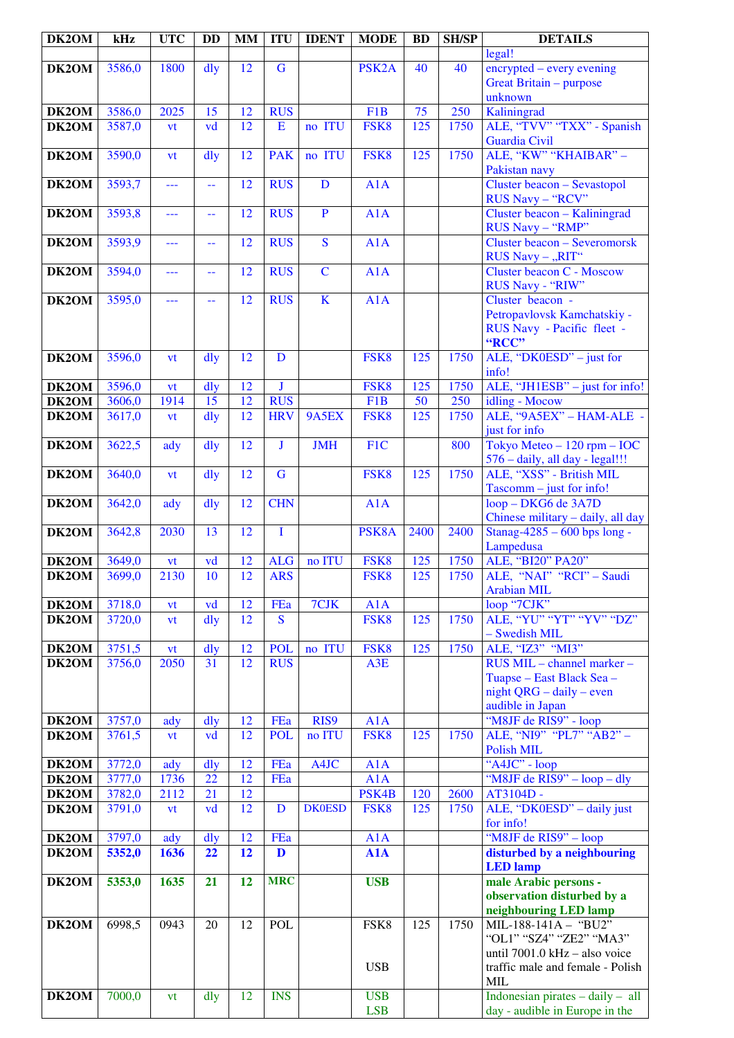| DK2OM | kHz | UTC | DD | MM | ITU | IDENT | MODE | BD | SH/SP | DETAILS |
|---|---|---|---|---|---|---|---|---|---|---|
| | | | | | | | | | | legal! |
| **DK2OM** | 3586,0 | 1800 | dly | 12 | G | | PSK2A | 40 | 40 | encrypted – every evening Great Britain – purpose unknown |
| **DK2OM** | 3586,0 | 2025 | 15 | 12 | RUS | | F1B | 75 | 250 | Kaliningrad |
| **DK2OM** | 3587,0 | vt | vd | 12 | E | no ITU | FSK8 | 125 | 1750 | ALE, "TVV" "TXX" - Spanish Guardia Civil |
| **DK2OM** | 3590,0 | vt | dly | 12 | PAK | no ITU | FSK8 | 125 | 1750 | ALE, "KW" "KHAIBAR" – Pakistan navy |
| **DK2OM** | 3593,7 | --- | -- | 12 | RUS | D | A1A | | | Cluster beacon – Sevastopol RUS Navy – "RCV" |
| **DK2OM** | 3593,8 | --- | -- | 12 | RUS | P | A1A | | | Cluster beacon – Kaliningrad RUS Navy – "RMP" |
| **DK2OM** | 3593,9 | --- | -- | 12 | RUS | S | A1A | | | Cluster beacon – Severomorsk RUS Navy – „RIT" |
| **DK2OM** | 3594,0 | --- | -- | 12 | RUS | C | A1A | | | Cluster beacon C - Moscow RUS Navy - "RIW" |
| **DK2OM** | 3595,0 | --- | -- | 12 | RUS | K | A1A | | | Cluster beacon - Petropavlovsk Kamchatskiy - RUS Navy - Pacific fleet - **"RCC"** |
| **DK2OM** | 3596,0 | vt | dly | 12 | D | | FSK8 | 125 | 1750 | ALE, "DK0ESD" – just for info! |
| **DK2OM** | 3596,0 | vt | dly | 12 | J | | FSK8 | 125 | 1750 | ALE, "JH1ESB" – just for info! |
| **DK2OM** | 3606,0 | 1914 | 15 | 12 | RUS | | F1B | 50 | 250 | idling - Mocow |
| **DK2OM** | 3617,0 | vt | dly | 12 | HRV | 9A5EX | FSK8 | 125 | 1750 | ALE, "9A5EX" – HAM-ALE - just for info |
| **DK2OM** | 3622,5 | ady | dly | 12 | J | JMH | F1C | | 800 | Tokyo Meteo – 120 rpm – IOC 576 – daily, all day - legal!!! |
| **DK2OM** | 3640,0 | vt | dly | 12 | G | | FSK8 | 125 | 1750 | ALE, "XSS" - British MIL Tascomm – just for info! |
| **DK2OM** | 3642,0 | ady | dly | 12 | CHN | | A1A | | | loop – DKG6 de 3A7D Chinese military – daily, all day |
| **DK2OM** | 3642,8 | 2030 | 13 | 12 | I | | PSK8A | 2400 | 2400 | Stanag-4285 – 600 bps long - Lampedusa |
| **DK2OM** | 3649,0 | vt | vd | 12 | ALG | no ITU | FSK8 | 125 | 1750 | ALE, "BI20" PA20" |
| **DK2OM** | 3699,0 | 2130 | 10 | 12 | ARS | | FSK8 | 125 | 1750 | ALE, "NAI" "RCI" – Saudi Arabian MIL |
| **DK2OM** | 3718,0 | vt | vd | 12 | FEa | 7CJK | A1A | | | loop "7CJK" |
| **DK2OM** | 3720,0 | vt | dly | 12 | S | | FSK8 | 125 | 1750 | ALE, "YU" "YT" "YV" "DZ" – Swedish MIL |
| **DK2OM** | 3751,5 | vt | dly | 12 | POL | no ITU | FSK8 | 125 | 1750 | ALE, "IZ3" "MI3" |
| **DK2OM** | 3756,0 | 2050 | 31 | 12 | RUS | | A3E | | | RUS MIL – channel marker – Tuapse – East Black Sea – night QRG – daily – even audible in Japan |
| **DK2OM** | 3757,0 | ady | dly | 12 | FEa | RIS9 | A1A | | | "M8JF de RIS9" - loop |
| **DK2OM** | 3761,5 | vt | vd | 12 | POL | no ITU | FSK8 | 125 | 1750 | ALE, "NI9" "PL7" "AB2" – Polish MIL |
| **DK2OM** | 3772,0 | ady | dly | 12 | FEa | A4JC | A1A | | | "A4JC" - loop |
| **DK2OM** | 3777,0 | 1736 | 22 | 12 | FEa | | A1A | | | "M8JF de RIS9" – loop – dly |
| **DK2OM** | 3782,0 | 2112 | 21 | 12 | | | PSK4B | 120 | 2600 | AT3104D - |
| **DK2OM** | 3791,0 | vt | vd | 12 | D | DK0ESD | FSK8 | 125 | 1750 | ALE, "DK0ESD" – daily just for info! |
| **DK2OM** | 3797,0 | ady | dly | 12 | FEa | | A1A | | | "M8JF de RIS9" – loop |
| **DK2OM** | **5352,0** | **1636** | **22** | **12** | **D** | | **A1A** | | | **disturbed by a neighbouring LED lamp** |
| **DK2OM** | **5353,0** | **1635** | **21** | **12** | **MRC** | | **USB** | | | **male Arabic persons - observation disturbed by a neighbouring LED lamp** |
| **DK2OM** | 6998,5 | 0943 | 20 | 12 | POL | | FSK8 USB | 125 | 1750 | MIL-188-141A – "BU2" "OL1" "SZ4" "ZE2" "MA3" until 7001.0 kHz – also voice traffic male and female - Polish MIL |
| **DK2OM** | 7000,0 | vt | dly | 12 | INS | | USB LSB | | | Indonesian pirates – daily – all day - audible in Europe in the |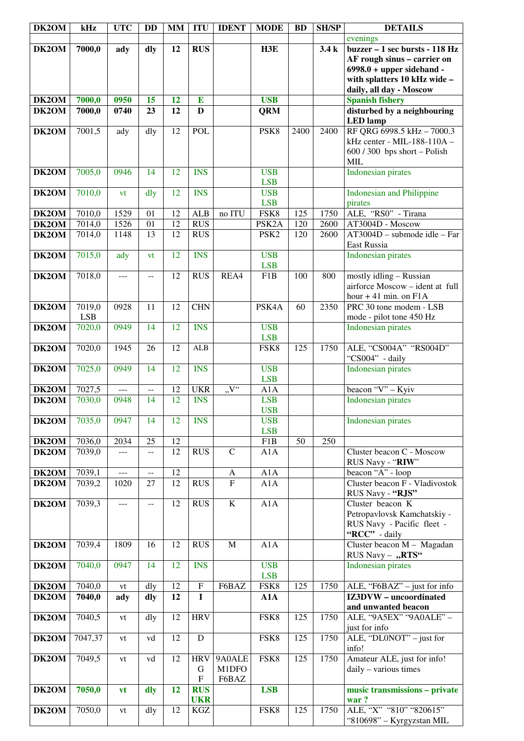| DK2OM | kHz | UTC | DD | MM | ITU | IDENT | MODE | BD | SH/SP | DETAILS |
|---|---|---|---|---|---|---|---|---|---|---|
| | | | | | | | | | | evenings |
| **DK2OM** | **7000,0** | **ady** | **dly** | **12** | **RUS** | | **H3E** | | **3.4 k** | **buzzer – 1 sec bursts - 118 Hz AF rough sinus – carrier on 6998.0 + upper sideband - with splatters 10 kHz wide – daily, all day - Moscow** |
| **DK2OM** | **7000,0** | **0950** | **15** | **12** | **E** | | **USB** | | | **Spanish fishery** |
| **DK2OM** | **7000,0** | **0740** | **23** | **12** | **D** | | **QRM** | | | **disturbed by a neighbouring LED lamp** |
| **DK2OM** | 7001,5 | ady | dly | 12 | POL | | PSK8 | 2400 | 2400 | RF QRG 6998.5 kHz – 7000.3 kHz center - MIL-188-110A – 600 / 300 bps short – Polish MIL |
| **DK2OM** | 7005,0 | 0946 | 14 | 12 | INS | | USB LSB | | | Indonesian pirates |
| **DK2OM** | 7010,0 | vt | dly | 12 | INS | | USB LSB | | | Indonesian and Philippine pirates |
| **DK2OM** | 7010,0 | 1529 | 01 | 12 | ALB | no ITU | FSK8 | 125 | 1750 | ALE, “RS0” - Tirana |
| **DK2OM** | 7014,0 | 1526 | 01 | 12 | RUS | | PSK2A | 120 | 2600 | AT3004D - Moscow |
| **DK2OM** | 7014,0 | 1148 | 13 | 12 | RUS | | PSK2 | 120 | 2600 | AT3004D – submode idle – Far East Russia |
| **DK2OM** | 7015,0 | ady | vt | 12 | INS | | USB LSB | | | Indonesian pirates |
| **DK2OM** | 7018,0 | --- | -- | 12 | RUS | REA4 | F1B | 100 | 800 | mostly idling – Russian airforce Moscow – ident at full hour + 41 min. on F1A |
| **DK2OM** | 7019,0 LSB | 0928 | 11 | 12 | CHN | | PSK4A | 60 | 2350 | PRC 30 tone modem - LSB mode - pilot tone 450 Hz |
| **DK2OM** | 7020,0 | 0949 | 14 | 12 | INS | | USB LSB | | | Indonesian pirates |
| **DK2OM** | 7020,0 | 1945 | 26 | 12 | ALB | | FSK8 | 125 | 1750 | ALE, “CS004A” “RS004D” “CS004” - daily |
| **DK2OM** | 7025,0 | 0949 | 14 | 12 | INS | | USB LSB | | | Indonesian pirates |
| **DK2OM** | 7027,5 | --- | -- | 12 | UKR | „V“ | A1A | | | beacon “V” – Kyiv |
| **DK2OM** | 7030,0 | 0948 | 14 | 12 | INS | | LSB USB | | | Indonesian pirates |
| **DK2OM** | 7035,0 | 0947 | 14 | 12 | INS | | USB LSB | | | Indonesian pirates |
| **DK2OM** | 7036,0 | 2034 | 25 | 12 | | | F1B | 50 | 250 | |
| **DK2OM** | 7039,0 | --- | -- | 12 | RUS | C | A1A | | | Cluster beacon C - Moscow RUS Navy - “**RIW**” |
| **DK2OM** | 7039,1 | --- | -- | 12 | | A | A1A | | | beacon “A” - loop |
| **DK2OM** | 7039,2 | 1020 | 27 | 12 | RUS | F | A1A | | | Cluster beacon F - Vladivostok RUS Navy - **“RJS”** |
| **DK2OM** | 7039,3 | --- | -- | 12 | RUS | K | A1A | | | Cluster beacon K Petropavlovsk Kamchatskiy - RUS Navy - Pacific fleet - **“RCC”** - daily |
| **DK2OM** | 7039,4 | 1809 | 16 | 12 | RUS | M | A1A | | | Cluster beacon M – Magadan RUS Navy – **„RTS“** |
| **DK2OM** | 7040,0 | 0947 | 14 | 12 | INS | | USB LSB | | | Indonesian pirates |
| **DK2OM** | 7040,0 | vt | dly | 12 | F | F6BAZ | FSK8 | 125 | 1750 | ALE, “F6BAZ” – just for info |
| **DK2OM** | **7040,0** | **ady** | **dly** | **12** | **I** | | **A1A** | | | **IZ3DVW – uncoordinated and unwanted beacon** |
| **DK2OM** | 7040,5 | vt | dly | 12 | HRV | | FSK8 | 125 | 1750 | ALE, “9A5EX” “9A0ALE” – just for info |
| **DK2OM** | 7047,37 | vt | vd | 12 | D | | FSK8 | 125 | 1750 | ALE, “DL0NOT” – just for info! |
| **DK2OM** | 7049,5 | vt | vd | 12 | HRV G F | 9A0ALE M1DFO F6BAZ | FSK8 | 125 | 1750 | Amateur ALE, just for info! daily – various times |
| **DK2OM** | **7050,0** | **vt** | **dly** | **12** | **RUS UKR** | | **LSB** | | | **music transmissions – private war ?** |
| **DK2OM** | 7050,0 | vt | dly | 12 | KGZ | | FSK8 | 125 | 1750 | ALE, “X” “810” “820615” “810698” – Kyrgyzstan MIL |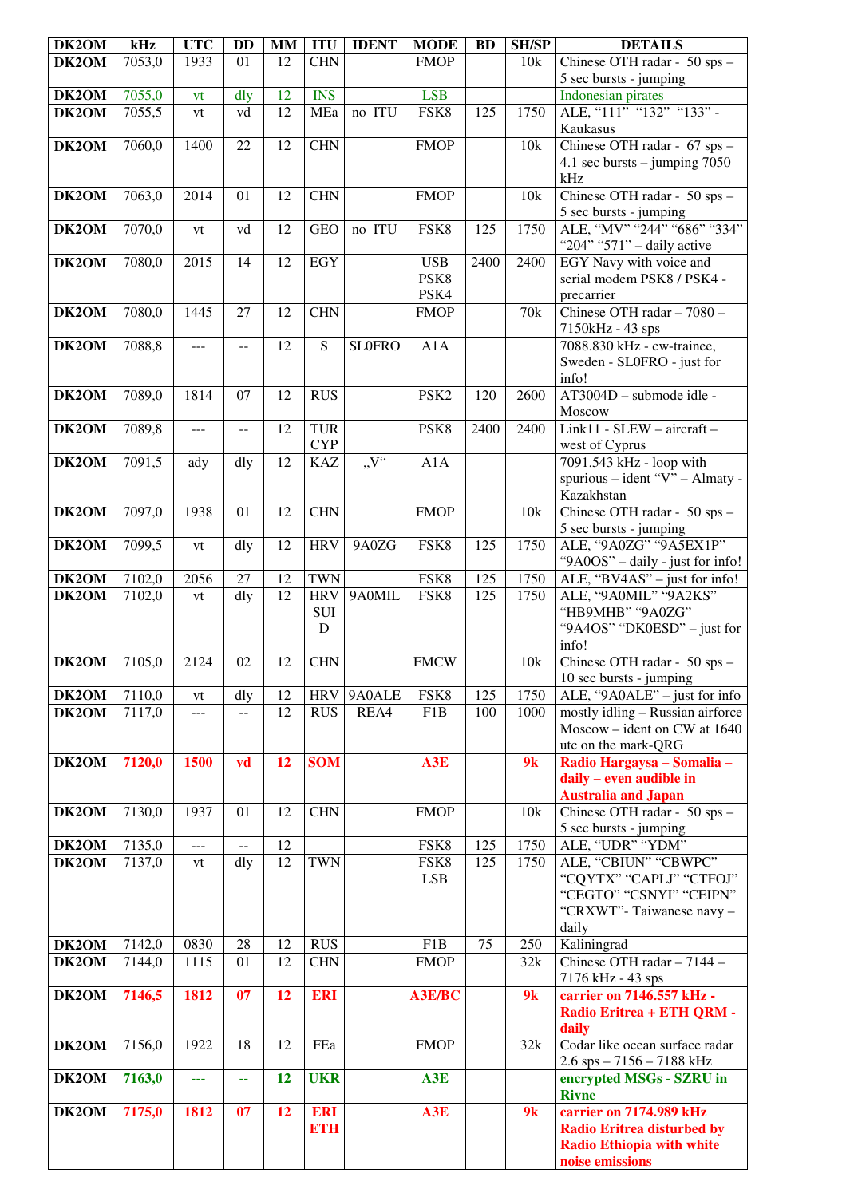| DK2OM | kHz | UTC | DD | MM | ITU | IDENT | MODE | BD | SH/SP | DETAILS |
|---|---|---|---|---|---|---|---|---|---|---|
| DK2OM | 7053,0 | 1933 | 01 | 12 | CHN | | FMOP | | 10k | Chinese OTH radar - 50 sps – 5 sec bursts - jumping |
| DK2OM | 7055,0 | vt | dly | 12 | INS | | LSB | | | Indonesian pirates |
| DK2OM | 7055,5 | vt | vd | 12 | MEa | no ITU | FSK8 | 125 | 1750 | ALE, "111" "132" "133" - Kaukasus |
| DK2OM | 7060,0 | 1400 | 22 | 12 | CHN | | FMOP | | 10k | Chinese OTH radar - 67 sps – 4.1 sec bursts – jumping 7050 kHz |
| DK2OM | 7063,0 | 2014 | 01 | 12 | CHN | | FMOP | | 10k | Chinese OTH radar - 50 sps – 5 sec bursts - jumping |
| DK2OM | 7070,0 | vt | vd | 12 | GEO | no ITU | FSK8 | 125 | 1750 | ALE, "MV" "244" "686" "334" "204" "571" – daily active |
| DK2OM | 7080,0 | 2015 | 14 | 12 | EGY | | USB PSK8 PSK4 | 2400 | 2400 | EGY Navy with voice and serial modem PSK8 / PSK4 - precarrier |
| DK2OM | 7080,0 | 1445 | 27 | 12 | CHN | | FMOP | | 70k | Chinese OTH radar – 7080 – 7150kHz - 43 sps |
| DK2OM | 7088,8 | --- | -- | 12 | S | SL0FRO | A1A | | | 7088.830 kHz - cw-trainee, Sweden - SL0FRO - just for info! |
| DK2OM | 7089,0 | 1814 | 07 | 12 | RUS | | PSK2 | 120 | 2600 | AT3004D – submode idle - Moscow |
| DK2OM | 7089,8 | --- | -- | 12 | TUR CYP | | PSK8 | 2400 | 2400 | Link11 - SLEW – aircraft – west of Cyprus |
| DK2OM | 7091,5 | ady | dly | 12 | KAZ | „V“ | A1A | | | 7091.543 kHz - loop with spurious – ident "V" – Almaty - Kazakhstan |
| DK2OM | 7097,0 | 1938 | 01 | 12 | CHN | | FMOP | | 10k | Chinese OTH radar - 50 sps – 5 sec bursts - jumping |
| DK2OM | 7099,5 | vt | dly | 12 | HRV | 9A0ZG | FSK8 | 125 | 1750 | ALE, "9A0ZG" "9A5EX1P" "9A0OS" – daily - just for info! |
| DK2OM | 7102,0 | 2056 | 27 | 12 | TWN | | FSK8 | 125 | 1750 | ALE, "BV4AS" – just for info! |
| DK2OM | 7102,0 | vt | dly | 12 | HRV SUI D | 9A0MIL | FSK8 | 125 | 1750 | ALE, "9A0MIL" "9A2KS" "HB9MHB" "9A0ZG" "9A4OS" "DK0ESD" – just for info! |
| DK2OM | 7105,0 | 2124 | 02 | 12 | CHN | | FMCW | | 10k | Chinese OTH radar - 50 sps – 10 sec bursts - jumping |
| DK2OM | 7110,0 | vt | dly | 12 | HRV | 9A0ALE | FSK8 | 125 | 1750 | ALE, "9A0ALE" – just for info |
| DK2OM | 7117,0 | --- | -- | 12 | RUS | REA4 | F1B | 100 | 1000 | mostly idling – Russian airforce Moscow – ident on CW at 1640 utc on the mark-QRG |
| DK2OM | **7120,0** | **1500** | **vd** | **12** | **SOM** | | **A3E** | | **9k** | **Radio Hargaysa – Somalia – daily – even audible in Australia and Japan** |
| DK2OM | 7130,0 | 1937 | 01 | 12 | CHN | | FMOP | | 10k | Chinese OTH radar - 50 sps – 5 sec bursts - jumping |
| DK2OM | 7135,0 | --- | -- | 12 | | | FSK8 | 125 | 1750 | ALE, "UDR" "YDM" |
| DK2OM | 7137,0 | vt | dly | 12 | TWN | | FSK8 LSB | 125 | 1750 | ALE, "CBIUN" "CBWPC" "CQYTX" "CAPLJ" "CTFOJ" "CEGTO" "CSNYI" "CEIPN" "CRXWT"- Taiwanese navy – daily |
| DK2OM | 7142,0 | 0830 | 28 | 12 | RUS | | F1B | 75 | 250 | Kaliningrad |
| DK2OM | 7144,0 | 1115 | 01 | 12 | CHN | | FMOP | | 32k | Chinese OTH radar – 7144 – 7176 kHz - 43 sps |
| DK2OM | **7146,5** | **1812** | **07** | **12** | **ERI** | | **A3E/BC** | | **9k** | **carrier on 7146.557 kHz - Radio Eritrea + ETH QRM - daily** |
| DK2OM | 7156,0 | 1922 | 18 | 12 | FEa | | FMOP | | 32k | Codar like ocean surface radar 2.6 sps – 7156 – 7188 kHz |
| DK2OM | **7163,0** | **---** | **--** | **12** | **UKR** | | **A3E** | | | **encrypted MSGs - SZRU in Rivne** |
| DK2OM | **7175,0** | **1812** | **07** | **12** | **ERI ETH** | | **A3E** | | **9k** | **carrier on 7174.989 kHz Radio Eritrea disturbed by Radio Ethiopia with white noise emissions** |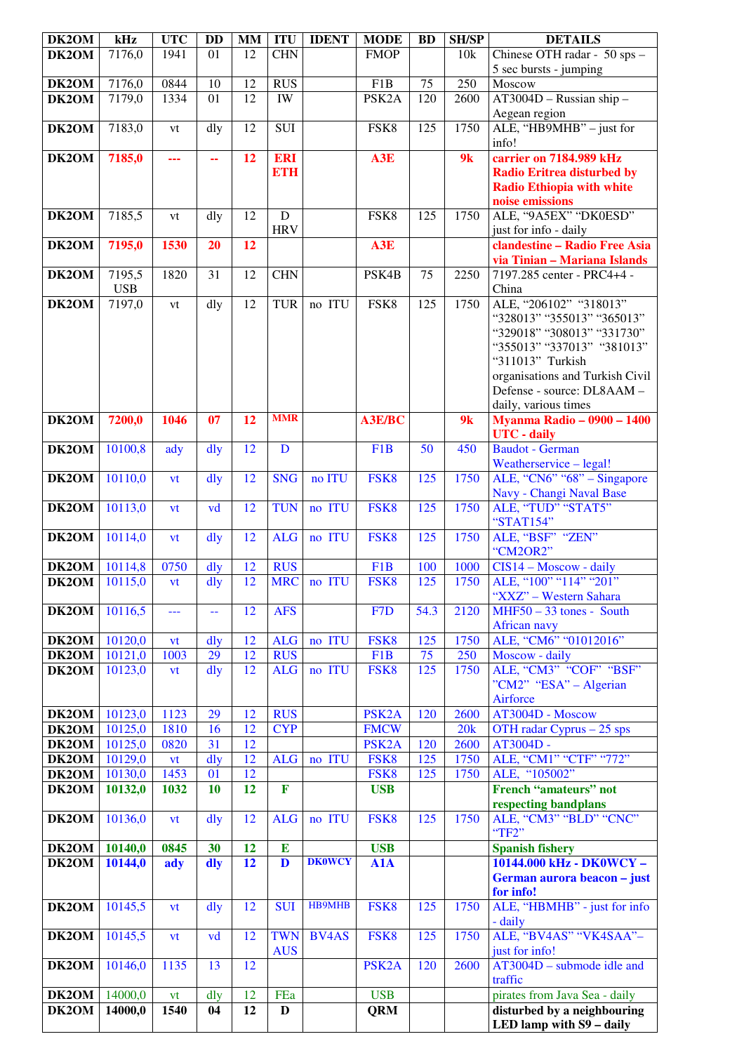| DK2OM | kHz | UTC | DD | MM | ITU | IDENT | MODE | BD | SH/SP | DETAILS |
|---|---|---|---|---|---|---|---|---|---|---|
| DK2OM | 7176,0 | 1941 | 01 | 12 | CHN | | FMOP | | 10k | Chinese OTH radar - 50 sps – 5 sec bursts - jumping |
| DK2OM | 7176,0 | 0844 | 10 | 12 | RUS | | F1B | 75 | 250 | Moscow |
| DK2OM | 7179,0 | 1334 | 01 | 12 | IW | | PSK2A | 120 | 2600 | AT3004D – Russian ship – Aegean region |
| DK2OM | 7183,0 | vt | dly | 12 | SUI | | FSK8 | 125 | 1750 | ALE, "HB9MHB" – just for info! |
| DK2OM | **7185,0** | **---** | **--** | **12** | **ERI ETH** | | **A3E** | | **9k** | **carrier on 7184.989 kHz Radio Eritrea disturbed by Radio Ethiopia with white noise emissions** |
| DK2OM | 7185,5 | vt | dly | 12 | D HRV | | FSK8 | 125 | 1750 | ALE, "9A5EX" "DK0ESD" just for info - daily |
| DK2OM | **7195,0** | **1530** | **20** | **12** | | | **A3E** | | | **clandestine – Radio Free Asia via Tinian – Mariana Islands** |
| DK2OM | 7195,5 USB | 1820 | 31 | 12 | CHN | | PSK4B | 75 | 2250 | 7197.285 center - PRC4+4 - China |
| DK2OM | 7197,0 | vt | dly | 12 | TUR | no ITU | FSK8 | 125 | 1750 | ALE, "206102" "318013" "328013" "355013" "365013" "329018" "308013" "331730" "355013" "337013" "381013" "311013" Turkish organisations and Turkish Civil Defense - source: DL8AAM – daily, various times |
| DK2OM | **7200,0** | **1046** | **07** | **12** | **MMR** | | **A3E/BC** | | **9k** | **Myanma Radio – 0900 – 1400 UTC - daily** |
| DK2OM | 10100,8 | ady | dly | 12 | D | | F1B | 50 | 450 | Baudot - German Weatherservice – legal! |
| DK2OM | 10110,0 | vt | dly | 12 | SNG | no ITU | FSK8 | 125 | 1750 | ALE, "CN6" "68" – Singapore Navy - Changi Naval Base |
| DK2OM | 10113,0 | vt | vd | 12 | TUN | no ITU | FSK8 | 125 | 1750 | ALE, "TUD" "STAT5" "STAT154" |
| DK2OM | 10114,0 | vt | dly | 12 | ALG | no ITU | FSK8 | 125 | 1750 | ALE, "BSF" "ZEN" "CM2OR2" |
| DK2OM | 10114,8 | 0750 | dly | 12 | RUS | | F1B | 100 | 1000 | CIS14 – Moscow - daily |
| DK2OM | 10115,0 | vt | dly | 12 | MRC | no ITU | FSK8 | 125 | 1750 | ALE, "100" "114" "201" "XXZ" – Western Sahara |
| DK2OM | 10116,5 | --- | -- | 12 | AFS | | F7D | 54.3 | 2120 | MHF50 – 33 tones - South African navy |
| DK2OM | 10120,0 | vt | dly | 12 | ALG | no ITU | FSK8 | 125 | 1750 | ALE, "CM6" "01012016" |
| DK2OM | 10121,0 | 1003 | 29 | 12 | RUS | | F1B | 75 | 250 | Moscow - daily |
| DK2OM | 10123,0 | vt | dly | 12 | ALG | no ITU | FSK8 | 125 | 1750 | ALE, "CM3" "COF" "BSF" "CM2" "ESA" – Algerian Airforce |
| DK2OM | 10123,0 | 1123 | 29 | 12 | RUS | | PSK2A | 120 | 2600 | AT3004D - Moscow |
| DK2OM | 10125,0 | 1810 | 16 | 12 | CYP | | FMCW | | 20k | OTH radar Cyprus – 25 sps |
| DK2OM | 10125,0 | 0820 | 31 | 12 | | | PSK2A | 120 | 2600 | AT3004D - |
| DK2OM | 10129,0 | vt | dly | 12 | ALG | no ITU | FSK8 | 125 | 1750 | ALE, "CM1" "CTF" "772" |
| DK2OM | 10130,0 | 1453 | 01 | 12 | | | FSK8 | 125 | 1750 | ALE, "105002" |
| DK2OM | **10132,0** | **1032** | **10** | **12** | **F** | | **USB** | | | **French "amateurs" not respecting bandplans** |
| DK2OM | 10136,0 | vt | dly | 12 | ALG | no ITU | FSK8 | 125 | 1750 | ALE, "CM3" "BLD" "CNC" "TF2" |
| DK2OM | **10140,0** | **0845** | **30** | **12** | **E** | | **USB** | | | **Spanish fishery** |
| DK2OM | **10144,0** | **ady** | **dly** | **12** | **D** | **DK0WCY** | **A1A** | | | **10144.000 kHz - DK0WCY – German aurora beacon – just for info!** |
| DK2OM | 10145,5 | vt | dly | 12 | SUI | HB9MHB | FSK8 | 125 | 1750 | ALE, "HBMHB" - just for info - daily |
| DK2OM | 10145,5 | vt | vd | 12 | TWN AUS | BV4AS | FSK8 | 125 | 1750 | ALE, "BV4AS" "VK4SAA"– just for info! |
| DK2OM | 10146,0 | 1135 | 13 | 12 | | | PSK2A | 120 | 2600 | AT3004D – submode idle and traffic |
| DK2OM | 14000,0 | vt | dly | 12 | FEa | | USB | | | pirates from Java Sea - daily |
| DK2OM | **14000,0** | **1540** | **04** | **12** | **D** | | **QRM** | | | **disturbed by a neighbouring LED lamp with S9 – daily** |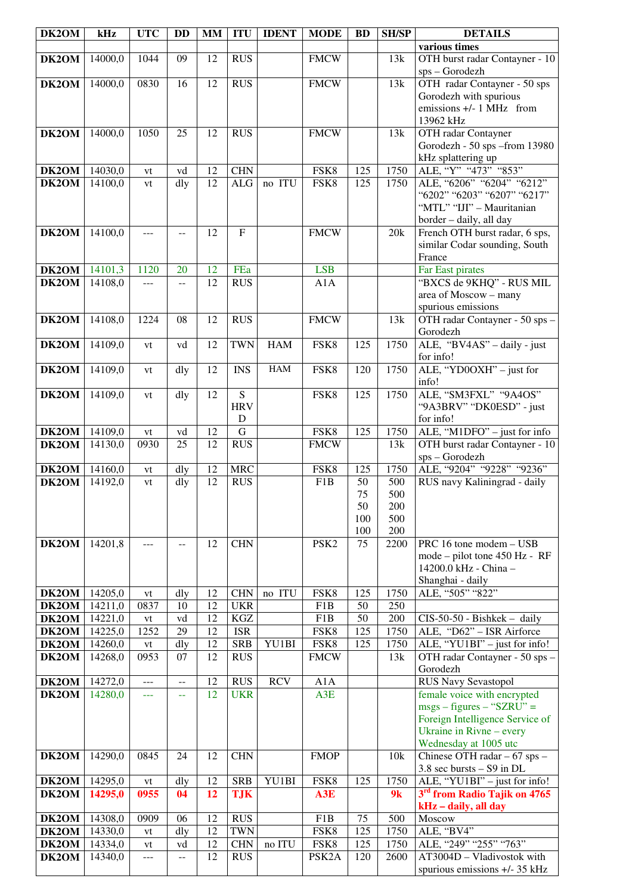| DK2OM | kHz | UTC | DD | MM | ITU | IDENT | MODE | BD | SH/SP | DETAILS |
|---|---|---|---|---|---|---|---|---|---|---|
| | | | | | | | | | | **various times** |
| **DK2OM** | 14000,0 | 1044 | 09 | 12 | RUS | | FMCW | | 13k | OTH burst radar Contayner - 10 sps – Gorodezh |
| **DK2OM** | 14000,0 | 0830 | 16 | 12 | RUS | | FMCW | | 13k | OTH radar Contayner - 50 sps Gorodezh with spurious emissions +/- 1 MHz from 13962 kHz |
| **DK2OM** | 14000,0 | 1050 | 25 | 12 | RUS | | FMCW | | 13k | OTH radar Contayner Gorodezh - 50 sps –from 13980 kHz splattering up |
| **DK2OM** | 14030,0 | vt | vd | 12 | CHN | | FSK8 | 125 | 1750 | ALE, “Y” “473” “853” |
| **DK2OM** | 14100,0 | vt | dly | 12 | ALG | no ITU | FSK8 | 125 | 1750 | ALE, “6206” “6204” “6212” “6202” “6203” “6207” “6217” “MTL” “IJI” – Mauritanian border – daily, all day |
| **DK2OM** | 14100,0 | --- | -- | 12 | F | | FMCW | | 20k | French OTH burst radar, 6 sps, similar Codar sounding, South France |
| **DK2OM** | 14101,3 | 1120 | 20 | 12 | FEa | | LSB | | | Far East pirates |
| **DK2OM** | 14108,0 | --- | -- | 12 | RUS | | A1A | | | “BXCS de 9KHQ” - RUS MIL area of Moscow – many spurious emissions |
| **DK2OM** | 14108,0 | 1224 | 08 | 12 | RUS | | FMCW | | 13k | OTH radar Contayner - 50 sps – Gorodezh |
| **DK2OM** | 14109,0 | vt | vd | 12 | TWN | HAM | FSK8 | 125 | 1750 | ALE, “BV4AS” – daily - just for info! |
| **DK2OM** | 14109,0 | vt | dly | 12 | INS | HAM | FSK8 | 120 | 1750 | ALE, “YD0OXH” – just for info! |
| **DK2OM** | 14109,0 | vt | dly | 12 | S HRV D | | FSK8 | 125 | 1750 | ALE, “SM3FXL” “9A4OS” “9A3BRV” “DK0ESD” - just for info! |
| **DK2OM** | 14109,0 | vt | vd | 12 | G | | FSK8 | 125 | 1750 | ALE, “M1DFO” – just for info |
| **DK2OM** | 14130,0 | 0930 | 25 | 12 | RUS | | FMCW | | 13k | OTH burst radar Contayner - 10 sps – Gorodezh |
| **DK2OM** | 14160,0 | vt | dly | 12 | MRC | | FSK8 | 125 | 1750 | ALE, “9204” “9228” “9236” |
| **DK2OM** | 14192,0 | vt | dly | 12 | RUS | | F1B | 50 75 50 100 100 | 500 500 200 500 200 | RUS navy Kaliningrad - daily |
| **DK2OM** | 14201,8 | --- | -- | 12 | CHN | | PSK2 | 75 | 2200 | PRC 16 tone modem – USB mode – pilot tone 450 Hz - RF 14200.0 kHz - China – Shanghai - daily |
| **DK2OM** | 14205,0 | vt | dly | 12 | CHN | no ITU | FSK8 | 125 | 1750 | ALE, “505” “822” |
| **DK2OM** | 14211,0 | 0837 | 10 | 12 | UKR | | F1B | 50 | 250 | |
| **DK2OM** | 14221,0 | vt | vd | 12 | KGZ | | F1B | 50 | 200 | CIS-50-50 - Bishkek – daily |
| **DK2OM** | 14225,0 | 1252 | 29 | 12 | ISR | | FSK8 | 125 | 1750 | ALE, “D62” – ISR Airforce |
| **DK2OM** | 14260,0 | vt | dly | 12 | SRB | YU1BI | FSK8 | 125 | 1750 | ALE, “YU1BI” – just for info! |
| **DK2OM** | 14268,0 | 0953 | 07 | 12 | RUS | | FMCW | | 13k | OTH radar Contayner - 50 sps – Gorodezh |
| **DK2OM** | 14272,0 | --- | -- | 12 | RUS | RCV | A1A | | | RUS Navy Sevastopol |
| **DK2OM** | 14280,0 | --- | -- | 12 | UKR | | A3E | | | female voice with encrypted msgs – figures – “SZRU” = Foreign Intelligence Service of Ukraine in Rivne – every Wednesday at 1005 utc |
| **DK2OM** | 14290,0 | 0845 | 24 | 12 | CHN | | FMOP | | 10k | Chinese OTH radar – 67 sps – 3.8 sec bursts – S9 in DL |
| **DK2OM** | 14295,0 | vt | dly | 12 | SRB | YU1BI | FSK8 | 125 | 1750 | ALE, “YU1BI” – just for info! |
| **DK2OM** | **14295,0** | **0955** | **04** | **12** | **TJK** | | **A3E** | | **9k** | **3rd from Radio Tajik on 4765 kHz – daily, all day** |
| **DK2OM** | 14308,0 | 0909 | 06 | 12 | RUS | | F1B | 75 | 500 | Moscow |
| **DK2OM** | 14330,0 | vt | dly | 12 | TWN | | FSK8 | 125 | 1750 | ALE, “BV4” |
| **DK2OM** | 14334,0 | vt | vd | 12 | CHN | no ITU | FSK8 | 125 | 1750 | ALE, “249” “255” “763” |
| **DK2OM** | 14340,0 | --- | -- | 12 | RUS | | PSK2A | 120 | 2600 | AT3004D – Vladivostok with spurious emissions +/- 35 kHz |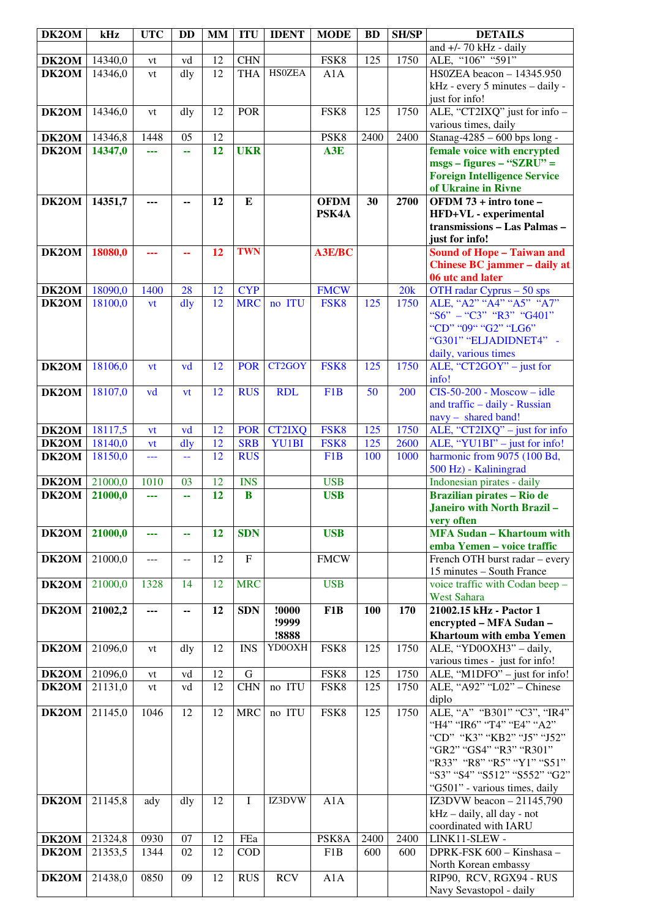| DK2OM | kHz | UTC | DD | MM | ITU | IDENT | MODE | BD | SH/SP | DETAILS |
|---|---|---|---|---|---|---|---|---|---|---|
| | | | | | | | | | | and +/- 70 kHz - daily |
| DK2OM | 14340,0 | vt | vd | 12 | CHN | | FSK8 | 125 | 1750 | ALE, "106" "591" |
| DK2OM | 14346,0 | vt | dly | 12 | THA | HS0ZEA | A1A | | | HS0ZEA beacon – 14345.950 kHz - every 5 minutes – daily - just for info! |
| DK2OM | 14346,0 | vt | dly | 12 | POR | | FSK8 | 125 | 1750 | ALE, "CT2IXQ" just for info – various times, daily |
| DK2OM | 14346,8 | 1448 | 05 | 12 | | | PSK8 | 2400 | 2400 | Stanag-4285 – 600 bps long - |
| **DK2OM** | **14347,0** | **---** | **--** | **12** | **UKR** | | **A3E** | | | **female voice with encrypted msgs – figures – "SZRU" = Foreign Intelligence Service of Ukraine in Rivne** |
| **DK2OM** | **14351,7** | **---** | **--** | **12** | **E** | | **OFDM PSK4A** | **30** | **2700** | **OFDM 73 + intro tone – HFD+VL - experimental transmissions – Las Palmas – just for info!** |
| **DK2OM** | **18080,0** | **---** | **--** | **12** | TWN | | **A3E/BC** | | | **Sound of Hope – Taiwan and Chinese BC jammer – daily at 06 utc and later** |
| DK2OM | 18090,0 | 1400 | 28 | 12 | CYP | | FMCW | | 20k | OTH radar Cyprus – 50 sps |
| DK2OM | 18100,0 | vt | dly | 12 | MRC | no ITU | FSK8 | 125 | 1750 | ALE, "A2" "A4" "A5" "A7" "S6" – "C3" "R3" "G401" "CD" "09" "G2" "LG6" "G301" "ELJADIDNET4" - daily, various times |
| DK2OM | 18106,0 | vt | vd | 12 | POR | CT2GOY | FSK8 | 125 | 1750 | ALE, "CT2GOY" – just for info! |
| DK2OM | 18107,0 | vd | vt | 12 | RUS | RDL | F1B | 50 | 200 | CIS-50-200 - Moscow – idle and traffic – daily - Russian navy – shared band! |
| DK2OM | 18117,5 | vt | vd | 12 | POR | CT2IXQ | FSK8 | 125 | 1750 | ALE, "CT2IXQ" – just for info |
| DK2OM | 18140,0 | vt | dly | 12 | SRB | YU1BI | FSK8 | 125 | 2600 | ALE, "YU1BI" – just for info! |
| DK2OM | 18150,0 | --- | -- | 12 | RUS | | F1B | 100 | 1000 | harmonic from 9075 (100 Bd, 500 Hz) - Kaliningrad |
| DK2OM | 21000,0 | 1010 | 03 | 12 | INS | | USB | | | Indonesian pirates - daily |
| **DK2OM** | **21000,0** | **---** | **--** | **12** | **B** | | **USB** | | | **Brazilian pirates – Rio de Janeiro with North Brazil – very often** |
| **DK2OM** | **21000,0** | **---** | **--** | **12** | **SDN** | | **USB** | | | **MFA Sudan – Khartoum with emba Yemen – voice traffic** |
| DK2OM | 21000,0 | --- | -- | 12 | F | | FMCW | | | French OTH burst radar – every 15 minutes – South France |
| DK2OM | 21000,0 | 1328 | 14 | 12 | MRC | | USB | | | voice traffic with Codan beep – West Sahara |
| **DK2OM** | **21002,2** | **---** | **--** | **12** | **SDN** | **!0000 !9999 !8888** | **F1B** | **100** | **170** | **21002.15 kHz - Pactor 1 encrypted – MFA Sudan – Khartoum with emba Yemen** |
| DK2OM | 21096,0 | vt | dly | 12 | INS | YD0OXH | FSK8 | 125 | 1750 | ALE, "YD0OXH3" – daily, various times - just for info! |
| DK2OM | 21096,0 | vt | vd | 12 | G | | FSK8 | 125 | 1750 | ALE, "M1DFO" – just for info! |
| DK2OM | 21131,0 | vt | vd | 12 | CHN | no ITU | FSK8 | 125 | 1750 | ALE, "A92" "L02" – Chinese diplo |
| DK2OM | 21145,0 | 1046 | 12 | 12 | MRC | no ITU | FSK8 | 125 | 1750 | ALE, "A" "B301" "C3", "IR4" "H4" "IR6" "T4" "E4" "A2" "CD" "K3" "KB2" "J5" "J52" "GR2" "GS4" "R3" "R301" "R33" "R8" "R5" "Y1" "S51" "S3" "S4" "S512" "S552" "G2" "G501" - various times, daily |
| DK2OM | 21145,8 | ady | dly | 12 | I | IZ3DVW | A1A | | | IZ3DVW beacon – 21145,790 kHz – daily, all day - not coordinated with IARU |
| DK2OM | 21324,8 | 0930 | 07 | 12 | FEa | | PSK8A | 2400 | 2400 | LINK11-SLEW - |
| DK2OM | 21353,5 | 1344 | 02 | 12 | COD | | F1B | 600 | 600 | DPRK-FSK 600 – Kinshasa – North Korean embassy |
| DK2OM | 21438,0 | 0850 | 09 | 12 | RUS | RCV | A1A | | | RIP90, RCV, RGX94 - RUS Navy Sevastopol - daily |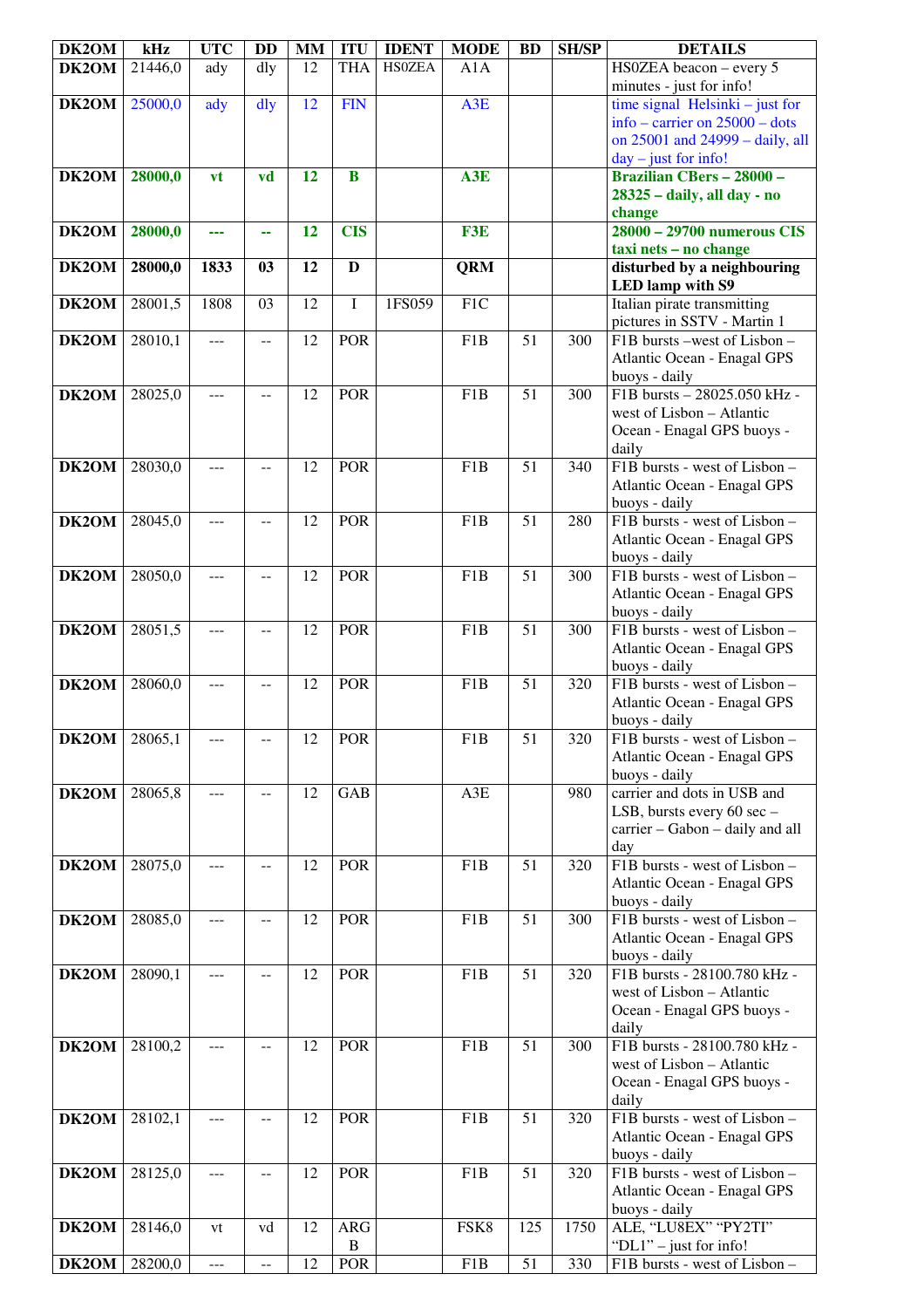| DK2OM | kHz | UTC | DD | MM | ITU | IDENT | MODE | BD | SH/SP | DETAILS |
|---|---|---|---|---|---|---|---|---|---|---|
| **DK2OM** | 21446,0 | ady | dly | 12 | THA | HS0ZEA | A1A | | | HS0ZEA beacon – every 5 minutes - just for info! |
| **DK2OM** | 25000,0 | ady | dly | 12 | FIN | | A3E | | | time signal Helsinki – just for info – carrier on 25000 – dots on 25001 and 24999 – daily, all day – just for info! |
| **DK2OM** | **28000,0** | **vt** | **vd** | **12** | **B** | | **A3E** | | | **Brazilian CBers – 28000 – 28325 – daily, all day - no change** |
| **DK2OM** | **28000,0** | **---** | **--** | **12** | **CIS** | | **F3E** | | | **28000 – 29700 numerous CIS taxi nets – no change** |
| **DK2OM** | **28000,0** | **1833** | **03** | **12** | **D** | | **QRM** | | | **disturbed by a neighbouring LED lamp with S9** |
| **DK2OM** | 28001,5 | 1808 | 03 | 12 | I | 1FS059 | F1C | | | Italian pirate transmitting pictures in SSTV - Martin 1 |
| **DK2OM** | 28010,1 | --- | -- | 12 | POR | | F1B | 51 | 300 | F1B bursts –west of Lisbon – Atlantic Ocean - Enagal GPS buoys - daily |
| **DK2OM** | 28025,0 | --- | -- | 12 | POR | | F1B | 51 | 300 | F1B bursts – 28025.050 kHz - west of Lisbon – Atlantic Ocean - Enagal GPS buoys - daily |
| **DK2OM** | 28030,0 | --- | -- | 12 | POR | | F1B | 51 | 340 | F1B bursts - west of Lisbon – Atlantic Ocean - Enagal GPS buoys - daily |
| **DK2OM** | 28045,0 | --- | -- | 12 | POR | | F1B | 51 | 280 | F1B bursts - west of Lisbon – Atlantic Ocean - Enagal GPS buoys - daily |
| **DK2OM** | 28050,0 | --- | -- | 12 | POR | | F1B | 51 | 300 | F1B bursts - west of Lisbon – Atlantic Ocean - Enagal GPS buoys - daily |
| **DK2OM** | 28051,5 | --- | -- | 12 | POR | | F1B | 51 | 300 | F1B bursts - west of Lisbon – Atlantic Ocean - Enagal GPS buoys - daily |
| **DK2OM** | 28060,0 | --- | -- | 12 | POR | | F1B | 51 | 320 | F1B bursts - west of Lisbon – Atlantic Ocean - Enagal GPS buoys - daily |
| **DK2OM** | 28065,1 | --- | -- | 12 | POR | | F1B | 51 | 320 | F1B bursts - west of Lisbon – Atlantic Ocean - Enagal GPS buoys - daily |
| **DK2OM** | 28065,8 | --- | -- | 12 | GAB | | A3E | | 980 | carrier and dots in USB and LSB, bursts every 60 sec – carrier – Gabon – daily and all day |
| **DK2OM** | 28075,0 | --- | -- | 12 | POR | | F1B | 51 | 320 | F1B bursts - west of Lisbon – Atlantic Ocean - Enagal GPS buoys - daily |
| **DK2OM** | 28085,0 | --- | -- | 12 | POR | | F1B | 51 | 300 | F1B bursts - west of Lisbon – Atlantic Ocean - Enagal GPS buoys - daily |
| **DK2OM** | 28090,1 | --- | -- | 12 | POR | | F1B | 51 | 320 | F1B bursts - 28100.780 kHz - west of Lisbon – Atlantic Ocean - Enagal GPS buoys - daily |
| **DK2OM** | 28100,2 | --- | -- | 12 | POR | | F1B | 51 | 300 | F1B bursts - 28100.780 kHz - west of Lisbon – Atlantic Ocean - Enagal GPS buoys - daily |
| **DK2OM** | 28102,1 | --- | -- | 12 | POR | | F1B | 51 | 320 | F1B bursts - west of Lisbon – Atlantic Ocean - Enagal GPS buoys - daily |
| **DK2OM** | 28125,0 | --- | -- | 12 | POR | | F1B | 51 | 320 | F1B bursts - west of Lisbon – Atlantic Ocean - Enagal GPS buoys - daily |
| **DK2OM** | 28146,0 | vt | vd | 12 | ARG B | | FSK8 | 125 | 1750 | ALE, "LU8EX" "PY2TI" "DL1" – just for info! |
| **DK2OM** | 28200,0 | --- | -- | 12 | POR | | F1B | 51 | 330 | F1B bursts - west of Lisbon – |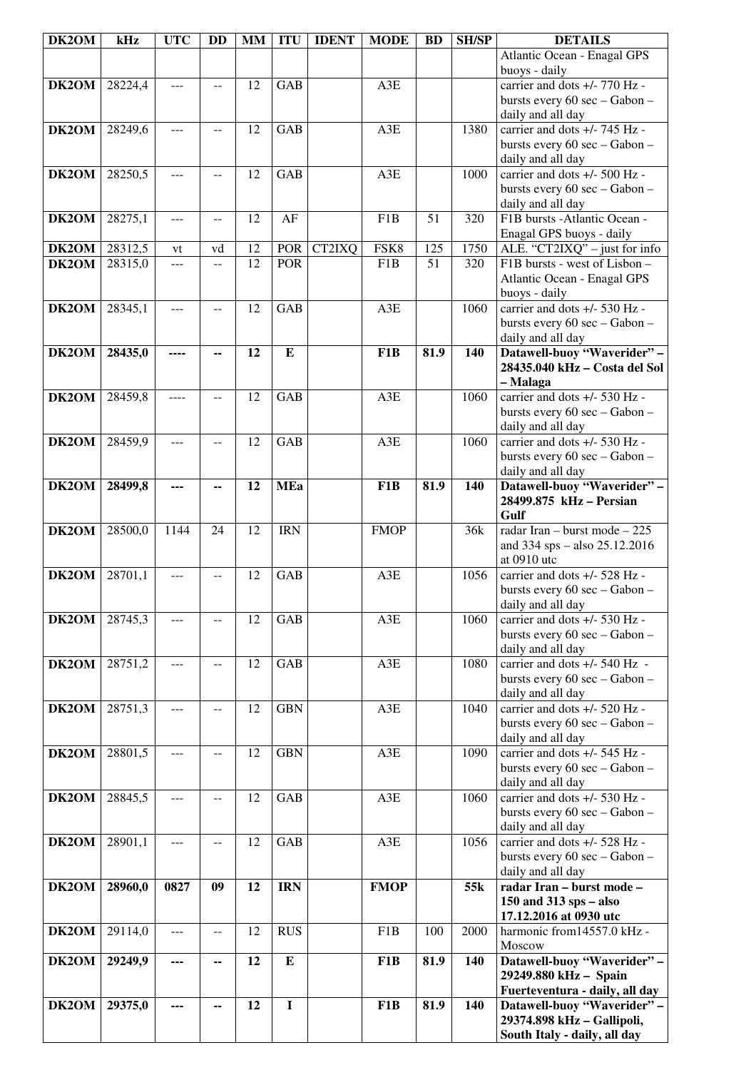| DK2OM | kHz | UTC | DD | MM | ITU | IDENT | MODE | BD | SH/SP | DETAILS |
|---|---|---|---|---|---|---|---|---|---|---|
| | | | | | | | | | | Atlantic Ocean - Enagal GPS buoys - daily |
| **DK2OM** | 28224,4 | --- | -- | 12 | GAB | | A3E | | | carrier and dots +/- 770 Hz - bursts every 60 sec – Gabon – daily and all day |
| **DK2OM** | 28249,6 | --- | -- | 12 | GAB | | A3E | | 1380 | carrier and dots +/- 745 Hz - bursts every 60 sec – Gabon – daily and all day |
| **DK2OM** | 28250,5 | --- | -- | 12 | GAB | | A3E | | 1000 | carrier and dots +/- 500 Hz - bursts every 60 sec – Gabon – daily and all day |
| **DK2OM** | 28275,1 | --- | -- | 12 | AF | | F1B | 51 | 320 | F1B bursts -Atlantic Ocean - Enagal GPS buoys - daily |
| **DK2OM** | 28312,5 | vt | vd | 12 | POR | CT2IXQ | FSK8 | 125 | 1750 | ALE. "CT2IXQ" – just for info |
| **DK2OM** | 28315,0 | --- | -- | 12 | POR | | F1B | 51 | 320 | F1B bursts - west of Lisbon – Atlantic Ocean - Enagal GPS buoys - daily |
| **DK2OM** | 28345,1 | --- | -- | 12 | GAB | | A3E | | 1060 | carrier and dots +/- 530 Hz - bursts every 60 sec – Gabon – daily and all day |
| **DK2OM** | **28435,0** | **----** | **--** | **12** | **E** | | **F1B** | **81.9** | **140** | **Datawell-buoy "Waverider" – 28435.040 kHz – Costa del Sol – Malaga** |
| **DK2OM** | 28459,8 | ---- | -- | 12 | GAB | | A3E | | 1060 | carrier and dots +/- 530 Hz - bursts every 60 sec – Gabon – daily and all day |
| **DK2OM** | 28459,9 | --- | -- | 12 | GAB | | A3E | | 1060 | carrier and dots +/- 530 Hz - bursts every 60 sec – Gabon – daily and all day |
| **DK2OM** | **28499,8** | **---** | **--** | **12** | **MEa** | | **F1B** | **81.9** | **140** | **Datawell-buoy "Waverider" – 28499.875 kHz – Persian Gulf** |
| **DK2OM** | 28500,0 | 1144 | 24 | 12 | IRN | | FMOP | | 36k | radar Iran – burst mode – 225 and 334 sps – also 25.12.2016 at 0910 utc |
| **DK2OM** | 28701,1 | --- | -- | 12 | GAB | | A3E | | 1056 | carrier and dots +/- 528 Hz - bursts every 60 sec – Gabon – daily and all day |
| **DK2OM** | 28745,3 | --- | -- | 12 | GAB | | A3E | | 1060 | carrier and dots +/- 530 Hz - bursts every 60 sec – Gabon – daily and all day |
| **DK2OM** | 28751,2 | --- | -- | 12 | GAB | | A3E | | 1080 | carrier and dots +/- 540 Hz - bursts every 60 sec – Gabon – daily and all day |
| **DK2OM** | 28751,3 | --- | -- | 12 | GBN | | A3E | | 1040 | carrier and dots +/- 520 Hz - bursts every 60 sec – Gabon – daily and all day |
| **DK2OM** | 28801,5 | --- | -- | 12 | GBN | | A3E | | 1090 | carrier and dots +/- 545 Hz - bursts every 60 sec – Gabon – daily and all day |
| **DK2OM** | 28845,5 | --- | -- | 12 | GAB | | A3E | | 1060 | carrier and dots +/- 530 Hz - bursts every 60 sec – Gabon – daily and all day |
| **DK2OM** | 28901,1 | --- | -- | 12 | GAB | | A3E | | 1056 | carrier and dots +/- 528 Hz - bursts every 60 sec – Gabon – daily and all day |
| **DK2OM** | **28960,0** | **0827** | **09** | **12** | **IRN** | | **FMOP** | | **55k** | **radar Iran – burst mode – 150 and 313 sps – also 17.12.2016 at 0930 utc** |
| **DK2OM** | 29114,0 | --- | -- | 12 | RUS | | F1B | 100 | 2000 | harmonic from14557.0 kHz - Moscow |
| **DK2OM** | **29249,9** | **---** | **--** | **12** | **E** | | **F1B** | **81.9** | **140** | **Datawell-buoy "Waverider" – 29249.880 kHz – Spain Fuerteventura - daily, all day** |
| **DK2OM** | **29375,0** | **---** | **--** | **12** | **I** | | **F1B** | **81.9** | **140** | **Datawell-buoy "Waverider" – 29374.898 kHz – Gallipoli, South Italy - daily, all day** |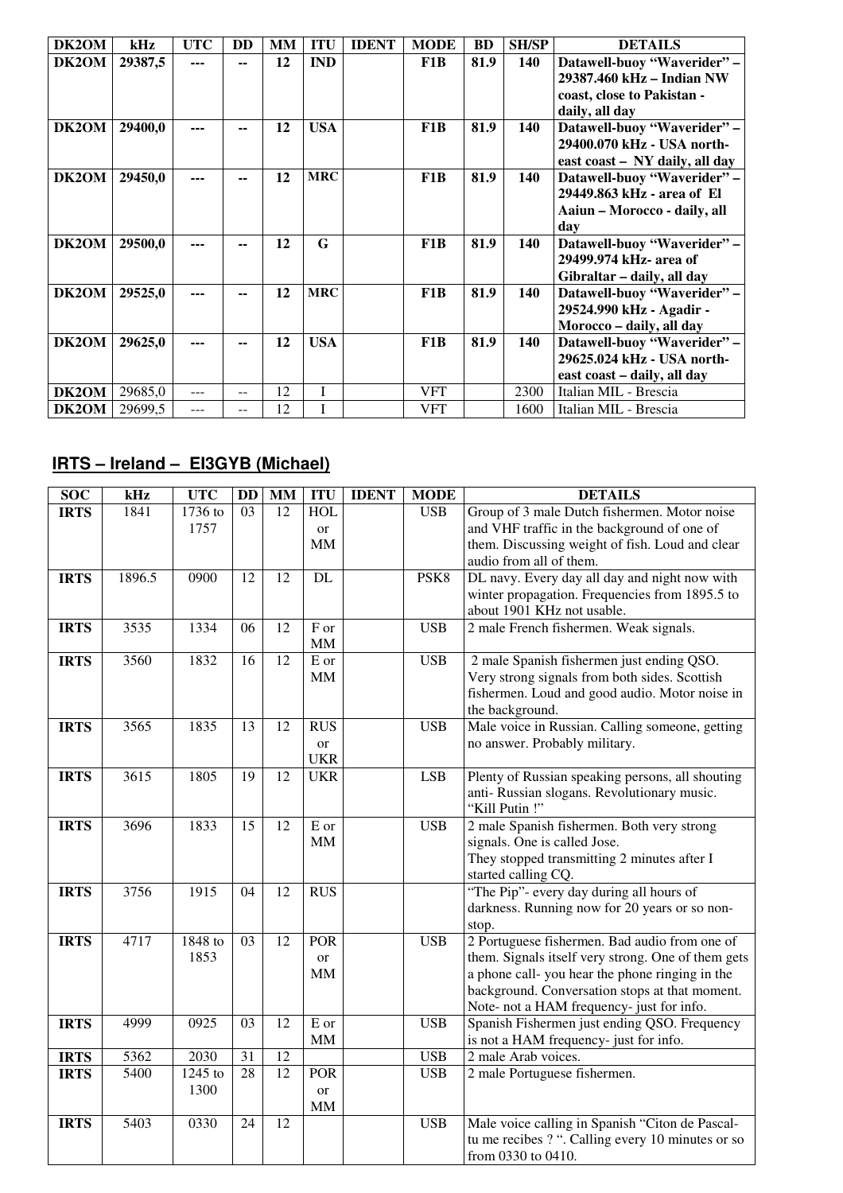| DK2OM | kHz | UTC | DD | MM | ITU | IDENT | MODE | BD | SH/SP | DETAILS |
|---|---|---|---|---|---|---|---|---|---|---|
| **DK2OM** | **29387,5** | **---** | **--** | **12** | **IND** | | **F1B** | **81.9** | **140** | **Datawell-buoy "Waverider" – 29387.460 kHz – Indian NW coast, close to Pakistan - daily, all day** |
| **DK2OM** | **29400,0** | **---** | **--** | **12** | **USA** | | **F1B** | **81.9** | **140** | **Datawell-buoy "Waverider" – 29400.070 kHz - USA north-east coast – NY daily, all day** |
| **DK2OM** | **29450,0** | **---** | **--** | **12** | **MRC** | | **F1B** | **81.9** | **140** | **Datawell-buoy "Waverider" – 29449.863 kHz - area of El Aaiun – Morocco - daily, all day** |
| **DK2OM** | **29500,0** | **---** | **--** | **12** | **G** | | **F1B** | **81.9** | **140** | **Datawell-buoy "Waverider" – 29499.974 kHz- area of Gibraltar – daily, all day** |
| **DK2OM** | **29525,0** | **---** | **--** | **12** | **MRC** | | **F1B** | **81.9** | **140** | **Datawell-buoy "Waverider" – 29524.990 kHz - Agadir - Morocco – daily, all day** |
| **DK2OM** | **29625,0** | **---** | **--** | **12** | **USA** | | **F1B** | **81.9** | **140** | **Datawell-buoy "Waverider" – 29625.024 kHz - USA north-east coast – daily, all day** |
| **DK2OM** | 29685,0 | --- | -- | 12 | I | | VFT | | 2300 | Italian MIL - Brescia |
| **DK2OM** | 29699,5 | --- | -- | 12 | I | | VFT | | 1600 | Italian MIL - Brescia |

## IRTS – Ireland – EI3GYB (Michael)

| SOC | kHz | UTC | DD | MM | ITU | IDENT | MODE | DETAILS |
|---|---|---|---|---|---|---|---|---|
| **IRTS** | 1841 | 1736 to 1757 | 03 | 12 | HOL or MM | | USB | Group of 3 male Dutch fishermen. Motor noise and VHF traffic in the background of one of them. Discussing weight of fish. Loud and clear audio from all of them. |
| **IRTS** | 1896.5 | 0900 | 12 | 12 | DL | | PSK8 | DL navy. Every day all day and night now with winter propagation. Frequencies from 1895.5 to about 1901 KHz not usable. |
| **IRTS** | 3535 | 1334 | 06 | 12 | F or MM | | USB | 2 male French fishermen. Weak signals. |
| **IRTS** | 3560 | 1832 | 16 | 12 | E or MM | | USB | 2 male Spanish fishermen just ending QSO. Very strong signals from both sides. Scottish fishermen. Loud and good audio. Motor noise in the background. |
| **IRTS** | 3565 | 1835 | 13 | 12 | RUS or UKR | | USB | Male voice in Russian. Calling someone, getting no answer. Probably military. |
| **IRTS** | 3615 | 1805 | 19 | 12 | UKR | | LSB | Plenty of Russian speaking persons, all shouting anti- Russian slogans. Revolutionary music. "Kill Putin !" |
| **IRTS** | 3696 | 1833 | 15 | 12 | E or MM | | USB | 2 male Spanish fishermen. Both very strong signals. One is called Jose. They stopped transmitting 2 minutes after I started calling CQ. |
| **IRTS** | 3756 | 1915 | 04 | 12 | RUS | | | "The Pip"- every day during all hours of darkness. Running now for 20 years or so non-stop. |
| **IRTS** | 4717 | 1848 to 1853 | 03 | 12 | POR or MM | | USB | 2 Portuguese fishermen. Bad audio from one of them. Signals itself very strong. One of them gets a phone call- you hear the phone ringing in the background. Conversation stops at that moment. Note- not a HAM frequency- just for info. |
| **IRTS** | 4999 | 0925 | 03 | 12 | E or MM | | USB | Spanish Fishermen just ending QSO. Frequency is not a HAM frequency- just for info. |
| **IRTS** | 5362 | 2030 | 31 | 12 | | | USB | 2 male Arab voices. |
| **IRTS** | 5400 | 1245 to 1300 | 28 | 12 | POR or MM | | USB | 2 male Portuguese fishermen. |
| **IRTS** | 5403 | 0330 | 24 | 12 | | | USB | Male voice calling in Spanish "Citon de Pascal-tu me recibes ? ". Calling every 10 minutes or so from 0330 to 0410. |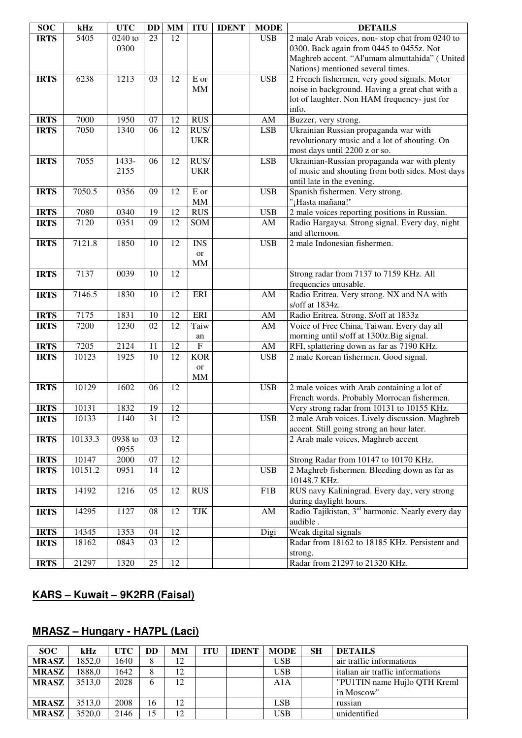| SOC | kHz | UTC | DD | MM | ITU | IDENT | MODE | DETAILS |
|---|---|---|---|---|---|---|---|---|
| IRTS | 5405 | 0240 to 0300 | 23 | 12 | | | USB | 2 male Arab voices, non- stop chat from 0240 to 0300. Back again from 0445 to 0455z. Not Maghreb accent. "Al'umam almuttahida" ( United Nations) mentioned several times. |
| IRTS | 6238 | 1213 | 03 | 12 | E or MM | | USB | 2 French fishermen, very good signals. Motor noise in background. Having a great chat with a lot of laughter. Non HAM frequency- just for info. |
| IRTS | 7000 | 1950 | 07 | 12 | RUS | | AM | Buzzer, very strong. |
| IRTS | 7050 | 1340 | 06 | 12 | RUS/ UKR | | LSB | Ukrainian Russian propaganda war with revolutionary music and a lot of shouting. On most days until 2200 z or so. |
| IRTS | 7055 | 1433-2155 | 06 | 12 | RUS/ UKR | | LSB | Ukrainian-Russian propaganda war with plenty of music and shouting from both sides. Most days until late in the evening. |
| IRTS | 7050.5 | 0356 | 09 | 12 | E or MM | | USB | Spanish fishermen. Very strong. "¡Hasta mañana!" |
| IRTS | 7080 | 0340 | 19 | 12 | RUS | | USB | 2 male voices reporting positions in Russian. |
| IRTS | 7120 | 0351 | 09 | 12 | SOM | | AM | Radio Hargaysa. Strong signal. Every day, night and afternoon. |
| IRTS | 7121.8 | 1850 | 10 | 12 | INS or MM | | USB | 2 male Indonesian fishermen. |
| IRTS | 7137 | 0039 | 10 | 12 | | | | Strong radar from 7137 to 7159 KHz. All frequencies unusable. |
| IRTS | 7146.5 | 1830 | 10 | 12 | ERI | | AM | Radio Eritrea. Very strong. NX and NA with s/off at 1834z. |
| IRTS | 7175 | 1831 | 10 | 12 | ERI | | AM | Radio Eritrea. Strong. S/off at 1833z |
| IRTS | 7200 | 1230 | 02 | 12 | Taiwan | | AM | Voice of Free China, Taiwan. Every day all morning until s/off at 1300z.Big signal. |
| IRTS | 7205 | 2124 | 11 | 12 | F | | AM | RFI, splattering down as far as 7190 KHz. |
| IRTS | 10123 | 1925 | 10 | 12 | KOR or MM | | USB | 2 male Korean fishermen. Good signal. |
| IRTS | 10129 | 1602 | 06 | 12 | | | USB | 2 male voices with Arab containing a lot of French words. Probably Morrocan fishermen. |
| IRTS | 10131 | 1832 | 19 | 12 | | | | Very strong radar from 10131 to 10155 KHz. |
| IRTS | 10133 | 1140 | 31 | 12 | | | USB | 2 male Arab voices. Lively discussion. Maghreb accent. Still going strong an hour later. |
| IRTS | 10133.3 | 0938 to 0955 | 03 | 12 | | | | 2 Arab male voices, Maghreb accent |
| IRTS | 10147 | 2000 | 07 | 12 | | | | Strong Radar from 10147 to 10170 KHz. |
| IRTS | 10151.2 | 0951 | 14 | 12 | | | USB | 2 Maghreb fishermen. Bleeding down as far as 10148.7 KHz. |
| IRTS | 14192 | 1216 | 05 | 12 | RUS | | F1B | RUS navy Kaliningrad. Every day, very strong during daylight hours. |
| IRTS | 14295 | 1127 | 08 | 12 | TJK | | AM | Radio Tajikistan, 3rd harmonic. Nearly every day audible . |
| IRTS | 14345 | 1353 | 04 | 12 | | | Digi | Weak digital signals |
| IRTS | 18162 | 0843 | 03 | 12 | | | | Radar from 18162 to 18185 KHz. Persistent and strong. |
| IRTS | 21297 | 1320 | 25 | 12 | | | | Radar from 21297 to 21320 KHz. |

## KARS – Kuwait – 9K2RR (Faisal)

## MRASZ – Hungary - HA7PL (Laci)

| SOC | kHz | UTC | DD | MM | ITU | IDENT | MODE | SH | DETAILS |
|---|---|---|---|---|---|---|---|---|---|
| MRASZ | 1852,0 | 1640 | 8 | 12 | | | USB | | air traffic informations |
| MRASZ | 1888,0 | 1642 | 8 | 12 | | | USB | | italian air traffic informations |
| MRASZ | 3513,0 | 2028 | 6 | 12 | | | A1A | | "PU1TIN name Hujlo QTH Kreml in Moscow" |
| MRASZ | 3513,0 | 2008 | 16 | 12 | | | LSB | | russian |
| MRASZ | 3520,0 | 2146 | 15 | 12 | | | USB | | unidentified |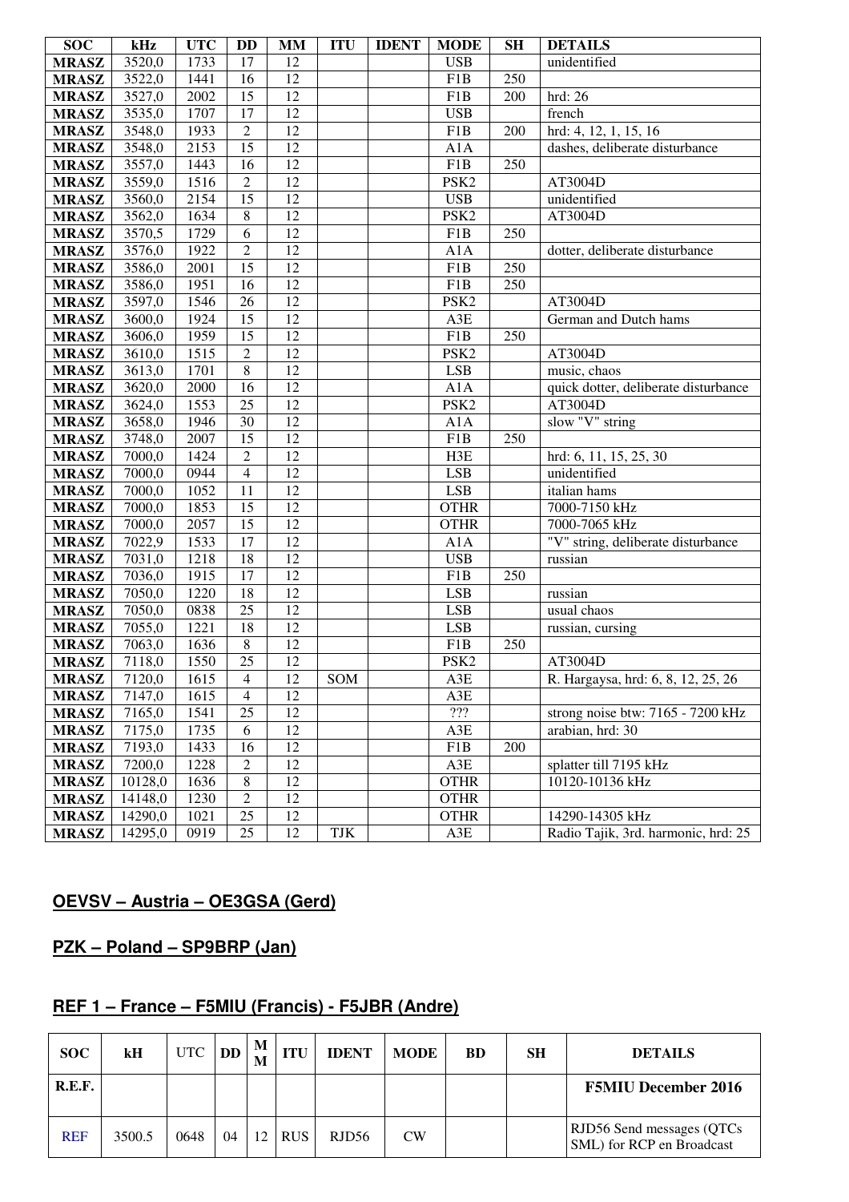| SOC | kHz | UTC | DD | MM | ITU | IDENT | MODE | SH | DETAILS |
|---|---|---|---|---|---|---|---|---|---|
| MRASZ | 3520,0 | 1733 | 17 | 12 | | | USB | | unidentified |
| MRASZ | 3522,0 | 1441 | 16 | 12 | | | F1B | 250 | |
| MRASZ | 3527,0 | 2002 | 15 | 12 | | | F1B | 200 | hrd: 26 |
| MRASZ | 3535,0 | 1707 | 17 | 12 | | | USB | | french |
| MRASZ | 3548,0 | 1933 | 2 | 12 | | | F1B | 200 | hrd: 4, 12, 1, 15, 16 |
| MRASZ | 3548,0 | 2153 | 15 | 12 | | | A1A | | dashes, deliberate disturbance |
| MRASZ | 3557,0 | 1443 | 16 | 12 | | | F1B | 250 | |
| MRASZ | 3559,0 | 1516 | 2 | 12 | | | PSK2 | | AT3004D |
| MRASZ | 3560,0 | 2154 | 15 | 12 | | | USB | | unidentified |
| MRASZ | 3562,0 | 1634 | 8 | 12 | | | PSK2 | | AT3004D |
| MRASZ | 3570,5 | 1729 | 6 | 12 | | | F1B | 250 | |
| MRASZ | 3576,0 | 1922 | 2 | 12 | | | A1A | | dotter, deliberate disturbance |
| MRASZ | 3586,0 | 2001 | 15 | 12 | | | F1B | 250 | |
| MRASZ | 3586,0 | 1951 | 16 | 12 | | | F1B | 250 | |
| MRASZ | 3597,0 | 1546 | 26 | 12 | | | PSK2 | | AT3004D |
| MRASZ | 3600,0 | 1924 | 15 | 12 | | | A3E | | German and Dutch hams |
| MRASZ | 3606,0 | 1959 | 15 | 12 | | | F1B | 250 | |
| MRASZ | 3610,0 | 1515 | 2 | 12 | | | PSK2 | | AT3004D |
| MRASZ | 3613,0 | 1701 | 8 | 12 | | | LSB | | music, chaos |
| MRASZ | 3620,0 | 2000 | 16 | 12 | | | A1A | | quick dotter, deliberate disturbance |
| MRASZ | 3624,0 | 1553 | 25 | 12 | | | PSK2 | | AT3004D |
| MRASZ | 3658,0 | 1946 | 30 | 12 | | | A1A | | slow "V" string |
| MRASZ | 3748,0 | 2007 | 15 | 12 | | | F1B | 250 | |
| MRASZ | 7000,0 | 1424 | 2 | 12 | | | H3E | | hrd: 6, 11, 15, 25, 30 |
| MRASZ | 7000,0 | 0944 | 4 | 12 | | | LSB | | unidentified |
| MRASZ | 7000,0 | 1052 | 11 | 12 | | | LSB | | italian hams |
| MRASZ | 7000,0 | 1853 | 15 | 12 | | | OTHR | | 7000-7150 kHz |
| MRASZ | 7000,0 | 2057 | 15 | 12 | | | OTHR | | 7000-7065 kHz |
| MRASZ | 7022,9 | 1533 | 17 | 12 | | | A1A | | "V" string, deliberate disturbance |
| MRASZ | 7031,0 | 1218 | 18 | 12 | | | USB | | russian |
| MRASZ | 7036,0 | 1915 | 17 | 12 | | | F1B | 250 | |
| MRASZ | 7050,0 | 1220 | 18 | 12 | | | LSB | | russian |
| MRASZ | 7050,0 | 0838 | 25 | 12 | | | LSB | | usual chaos |
| MRASZ | 7055,0 | 1221 | 18 | 12 | | | LSB | | russian, cursing |
| MRASZ | 7063,0 | 1636 | 8 | 12 | | | F1B | 250 | |
| MRASZ | 7118,0 | 1550 | 25 | 12 | | | PSK2 | | AT3004D |
| MRASZ | 7120,0 | 1615 | 4 | 12 | SOM | | A3E | | R. Hargaysa, hrd: 6, 8, 12, 25, 26 |
| MRASZ | 7147,0 | 1615 | 4 | 12 | | | A3E | | |
| MRASZ | 7165,0 | 1541 | 25 | 12 | | | ??? | | strong noise btw: 7165 - 7200 kHz |
| MRASZ | 7175,0 | 1735 | 6 | 12 | | | A3E | | arabian, hrd: 30 |
| MRASZ | 7193,0 | 1433 | 16 | 12 | | | F1B | 200 | |
| MRASZ | 7200,0 | 1228 | 2 | 12 | | | A3E | | splatter till 7195 kHz |
| MRASZ | 10128,0 | 1636 | 8 | 12 | | | OTHR | | 10120-10136 kHz |
| MRASZ | 14148,0 | 1230 | 2 | 12 | | | OTHR | | |
| MRASZ | 14290,0 | 1021 | 25 | 12 | | | OTHR | | 14290-14305 kHz |
| MRASZ | 14295,0 | 0919 | 25 | 12 | TJK | | A3E | | Radio Tajik, 3rd. harmonic, hrd: 25 |

## OEVSV – Austria – OE3GSA (Gerd)

## PZK – Poland – SP9BRP (Jan)

## REF 1 – France – F5MIU (Francis) - F5JBR (Andre)

| SOC | kH | UTC | DD | MM | ITU | IDENT | MODE | BD | SH | DETAILS |
|---|---|---|---|---|---|---|---|---|---|---|
| R.E.F. | | | | | | | | | | **F5MIU December 2016** |
| REF | 3500.5 | 0648 | 04 | 12 | RUS | RJD56 | CW | | | RJD56 Send messages (QTCs SML) for RCP en Broadcast |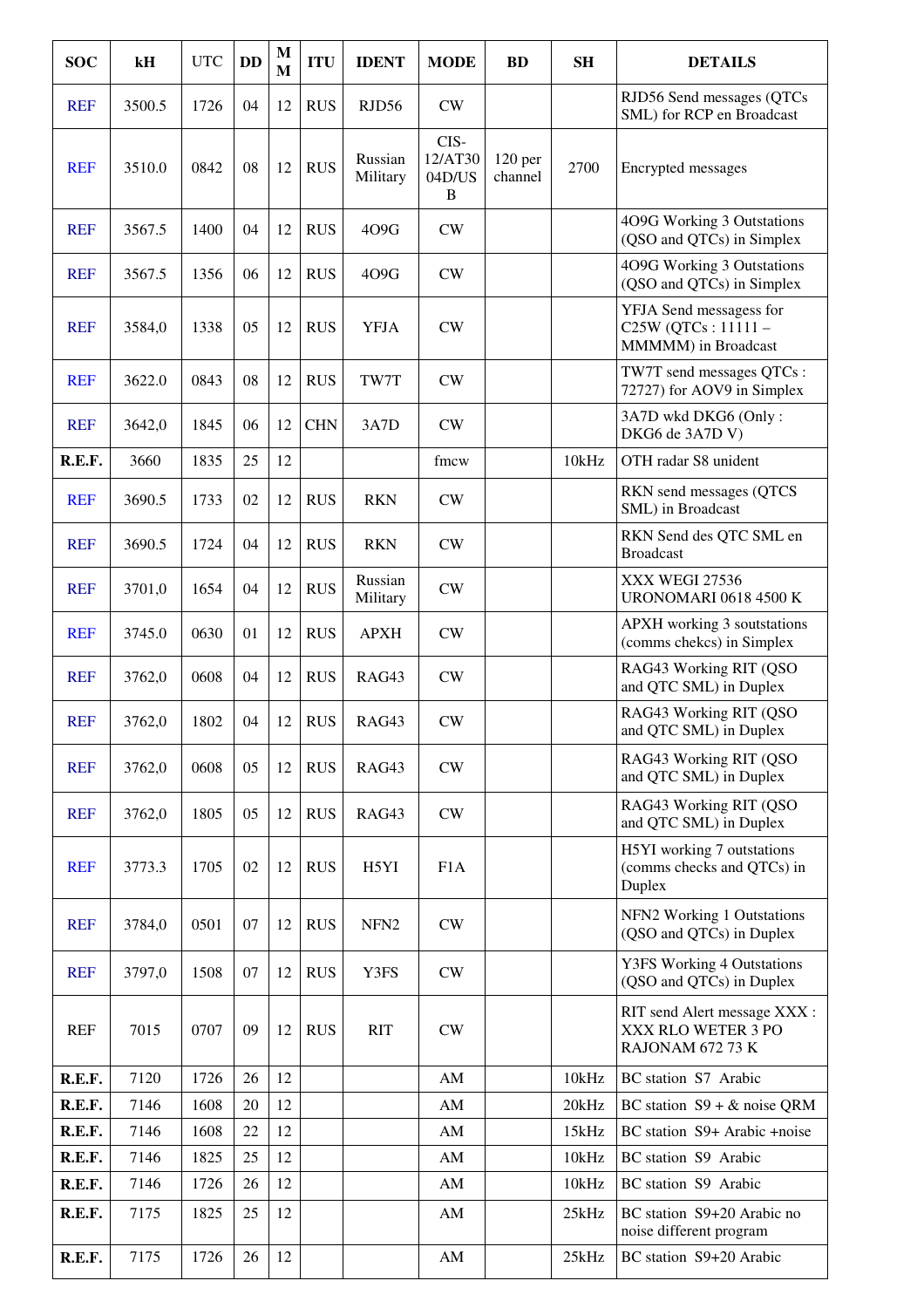| SOC | kH | UTC | DD | MM | ITU | IDENT | MODE | BD | SH | DETAILS |
|---|---|---|---|---|---|---|---|---|---|---|
| REF | 3500.5 | 1726 | 04 | 12 | RUS | RJD56 | CW | | | RJD56 Send messages (QTCs SML) for RCP en Broadcast |
| REF | 3510.0 | 0842 | 08 | 12 | RUS | Russian Military | CIS-12/AT30 04D/USB | 120 per channel | 2700 | Encrypted messages |
| REF | 3567.5 | 1400 | 04 | 12 | RUS | 4O9G | CW | | | 4O9G Working 3 Outstations (QSO and QTCs) in Simplex |
| REF | 3567.5 | 1356 | 06 | 12 | RUS | 4O9G | CW | | | 4O9G Working 3 Outstations (QSO and QTCs) in Simplex |
| REF | 3584,0 | 1338 | 05 | 12 | RUS | YFJA | CW | | | YFJA Send messagess for C25W (QTCs : 11111 – MMMMM) in Broadcast |
| REF | 3622.0 | 0843 | 08 | 12 | RUS | TW7T | CW | | | TW7T send messages QTCs : 72727) for AOV9 in Simplex |
| REF | 3642,0 | 1845 | 06 | 12 | CHN | 3A7D | CW | | | 3A7D wkd DKG6 (Only : DKG6 de 3A7D V) |
| **R.E.F.** | 3660 | 1835 | 25 | 12 | | | fmcw | | 10kHz | OTH radar S8 unident |
| REF | 3690.5 | 1733 | 02 | 12 | RUS | RKN | CW | | | RKN send messages (QTCS SML) in Broadcast |
| REF | 3690.5 | 1724 | 04 | 12 | RUS | RKN | CW | | | RKN Send des QTC SML en Broadcast |
| REF | 3701,0 | 1654 | 04 | 12 | RUS | Russian Military | CW | | | XXX WEGI 27536 URONOMARI 0618 4500 K |
| REF | 3745.0 | 0630 | 01 | 12 | RUS | APXH | CW | | | APXH working 3 soutstations (comms chekcs) in Simplex |
| REF | 3762,0 | 0608 | 04 | 12 | RUS | RAG43 | CW | | | RAG43 Working RIT (QSO and QTC SML) in Duplex |
| REF | 3762,0 | 1802 | 04 | 12 | RUS | RAG43 | CW | | | RAG43 Working RIT (QSO and QTC SML) in Duplex |
| REF | 3762,0 | 0608 | 05 | 12 | RUS | RAG43 | CW | | | RAG43 Working RIT (QSO and QTC SML) in Duplex |
| REF | 3762,0 | 1805 | 05 | 12 | RUS | RAG43 | CW | | | RAG43 Working RIT (QSO and QTC SML) in Duplex |
| REF | 3773.3 | 1705 | 02 | 12 | RUS | H5YI | F1A | | | H5YI working 7 outstations (comms checks and QTCs) in Duplex |
| REF | 3784,0 | 0501 | 07 | 12 | RUS | NFN2 | CW | | | NFN2 Working 1 Outstations (QSO and QTCs) in Duplex |
| REF | 3797,0 | 1508 | 07 | 12 | RUS | Y3FS | CW | | | Y3FS Working 4 Outstations (QSO and QTCs) in Duplex |
| REF | 7015 | 0707 | 09 | 12 | RUS | RIT | CW | | | RIT send Alert message XXX : XXX RLO WETER 3 PO RAJONAM 672 73 K |
| **R.E.F.** | 7120 | 1726 | 26 | 12 | | | AM | | 10kHz | BC station S7 Arabic |
| **R.E.F.** | 7146 | 1608 | 20 | 12 | | | AM | | 20kHz | BC station S9 + & noise QRM |
| **R.E.F.** | 7146 | 1608 | 22 | 12 | | | AM | | 15kHz | BC station S9+ Arabic +noise |
| **R.E.F.** | 7146 | 1825 | 25 | 12 | | | AM | | 10kHz | BC station S9 Arabic |
| **R.E.F.** | 7146 | 1726 | 26 | 12 | | | AM | | 10kHz | BC station S9 Arabic |
| **R.E.F.** | 7175 | 1825 | 25 | 12 | | | AM | | 25kHz | BC station S9+20 Arabic no noise different program |
| **R.E.F.** | 7175 | 1726 | 26 | 12 | | | AM | | 25kHz | BC station S9+20 Arabic |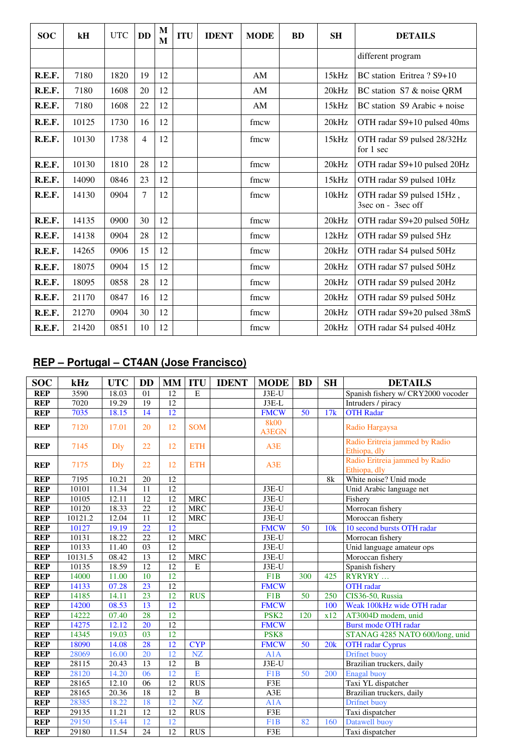| SOC | kH | UTC | DD | MM | ITU | IDENT | MODE | BD | SH | DETAILS |
|---|---|---|---|---|---|---|---|---|---|---|
| | | | | | | | | | | different program |
| R.E.F. | 7180 | 1820 | 19 | 12 | | | AM | | 15kHz | BC station Eritrea ? S9+10 |
| R.E.F. | 7180 | 1608 | 20 | 12 | | | AM | | 20kHz | BC station S7 & noise QRM |
| R.E.F. | 7180 | 1608 | 22 | 12 | | | AM | | 15kHz | BC station S9 Arabic + noise |
| R.E.F. | 10125 | 1730 | 16 | 12 | | | fmcw | | 20kHz | OTH radar S9+10 pulsed 40ms |
| R.E.F. | 10130 | 1738 | 4 | 12 | | | fmcw | | 15kHz | OTH radar S9 pulsed 28/32Hz for 1 sec |
| R.E.F. | 10130 | 1810 | 28 | 12 | | | fmcw | | 20kHz | OTH radar S9+10 pulsed 20Hz |
| R.E.F. | 14090 | 0846 | 23 | 12 | | | fmcw | | 15kHz | OTH radar S9 pulsed 10Hz |
| R.E.F. | 14130 | 0904 | 7 | 12 | | | fmcw | | 10kHz | OTH radar S9 pulsed 15Hz , 3sec on - 3sec off |
| R.E.F. | 14135 | 0900 | 30 | 12 | | | fmcw | | 20kHz | OTH radar S9+20 pulsed 50Hz |
| R.E.F. | 14138 | 0904 | 28 | 12 | | | fmcw | | 12kHz | OTH radar S9 pulsed 5Hz |
| R.E.F. | 14265 | 0906 | 15 | 12 | | | fmcw | | 20kHz | OTH radar S4 pulsed 50Hz |
| R.E.F. | 18075 | 0904 | 15 | 12 | | | fmcw | | 20kHz | OTH radar S7 pulsed 50Hz |
| R.E.F. | 18095 | 0858 | 28 | 12 | | | fmcw | | 20kHz | OTH radar S9 pulsed 20Hz |
| R.E.F. | 21170 | 0847 | 16 | 12 | | | fmcw | | 20kHz | OTH radar S9 pulsed 50Hz |
| R.E.F. | 21270 | 0904 | 30 | 12 | | | fmcw | | 20kHz | OTH radar S9+20 pulsed 38mS |
| R.E.F. | 21420 | 0851 | 10 | 12 | | | fmcw | | 20kHz | OTH radar S4 pulsed 40Hz |

## REP – Portugal – CT4AN (Jose Francisco)

| SOC | kHz | UTC | DD | MM | ITU | IDENT | MODE | BD | SH | DETAILS |
|---|---|---|---|---|---|---|---|---|---|---|
| REP | 3590 | 18.03 | 01 | 12 | E | | J3E-U | | | Spanish fishery w/ CRY2000 vocoder |
| REP | 7020 | 19.29 | 19 | 12 | | | J3E-L | | | Intruders / piracy |
| REP | 7035 | 18.15 | 14 | 12 | | | FMCW | 50 | 17k | OTH Radar |
| REP | 7120 | 17.01 | 20 | 12 | SOM | | 8k00 A3EGN | | | Radio Hargaysa |
| REP | 7145 | Dly | 22 | 12 | ETH | | A3E | | | Radio Eritreia jammed by Radio Ethiopa, dly |
| REP | 7175 | Dly | 22 | 12 | ETH | | A3E | | | Radio Eritreia jammed by Radio Ethiopa, dly |
| REP | 7195 | 10.21 | 20 | 12 | | | | | 8k | White noise? Unid mode |
| REP | 10101 | 11.34 | 11 | 12 | | | J3E-U | | | Unid Arabic language net |
| REP | 10105 | 12.11 | 12 | 12 | MRC | | J3E-U | | | Fishery |
| REP | 10120 | 18.33 | 22 | 12 | MRC | | J3E-U | | | Morrocan fishery |
| REP | 10121.2 | 12.04 | 11 | 12 | MRC | | J3E-U | | | Moroccan fishery |
| REP | 10127 | 19.19 | 22 | 12 | | | FMCW | 50 | 10k | 10 second bursts OTH radar |
| REP | 10131 | 18.22 | 22 | 12 | MRC | | J3E-U | | | Morrocan fishery |
| REP | 10133 | 11.40 | 03 | 12 | | | J3E-U | | | Unid language amateur ops |
| REP | 10131.5 | 08.42 | 13 | 12 | MRC | | J3E-U | | | Moroccan fishery |
| REP | 10135 | 18.59 | 12 | 12 | E | | J3E-U | | | Spanish fishery |
| REP | 14000 | 11.00 | 10 | 12 | | | F1B | 300 | 425 | RYRYRY … |
| REP | 14133 | 07.28 | 23 | 12 | | | FMCW | | | OTH radar |
| REP | 14185 | 14.11 | 23 | 12 | RUS | | F1B | 50 | 250 | CIS36-50, Russia |
| REP | 14200 | 08.53 | 13 | 12 | | | FMCW | | 100 | Weak 100kHz wide OTH radar |
| REP | 14222 | 07.40 | 28 | 12 | | | PSK2 | 120 | x12 | AT3004D modem, unid |
| REP | 14275 | 12.12 | 20 | 12 | | | FMCW | | | Burst mode OTH radar |
| REP | 14345 | 19.03 | 03 | 12 | | | PSK8 | | | STANAG 4285 NATO 600/long, unid |
| REP | 18090 | 14.08 | 28 | 12 | CYP | | FMCW | 50 | 20k | OTH radar Cyprus |
| REP | 28069 | 16.00 | 20 | 12 | NZ | | A1A | | | Drifnet buoy |
| REP | 28115 | 20.43 | 13 | 12 | B | | J3E-U | | | Brazilian truckers, daily |
| REP | 28120 | 14.20 | 06 | 12 | E | | F1B | 50 | 200 | Enagal buoy |
| REP | 28165 | 12.10 | 06 | 12 | RUS | | F3E | | | Taxi YL dispatcher |
| REP | 28165 | 20.36 | 18 | 12 | B | | A3E | | | Brazilian truckers, daily |
| REP | 28385 | 18.22 | 18 | 12 | NZ | | A1A | | | Drifnet buoy |
| REP | 29135 | 11.21 | 12 | 12 | RUS | | F3E | | | Taxi dispatcher |
| REP | 29150 | 15.44 | 12 | 12 | | | F1B | 82 | 160 | Datawell buoy |
| REP | 29180 | 11.54 | 24 | 12 | RUS | | F3E | | | Taxi dispatcher |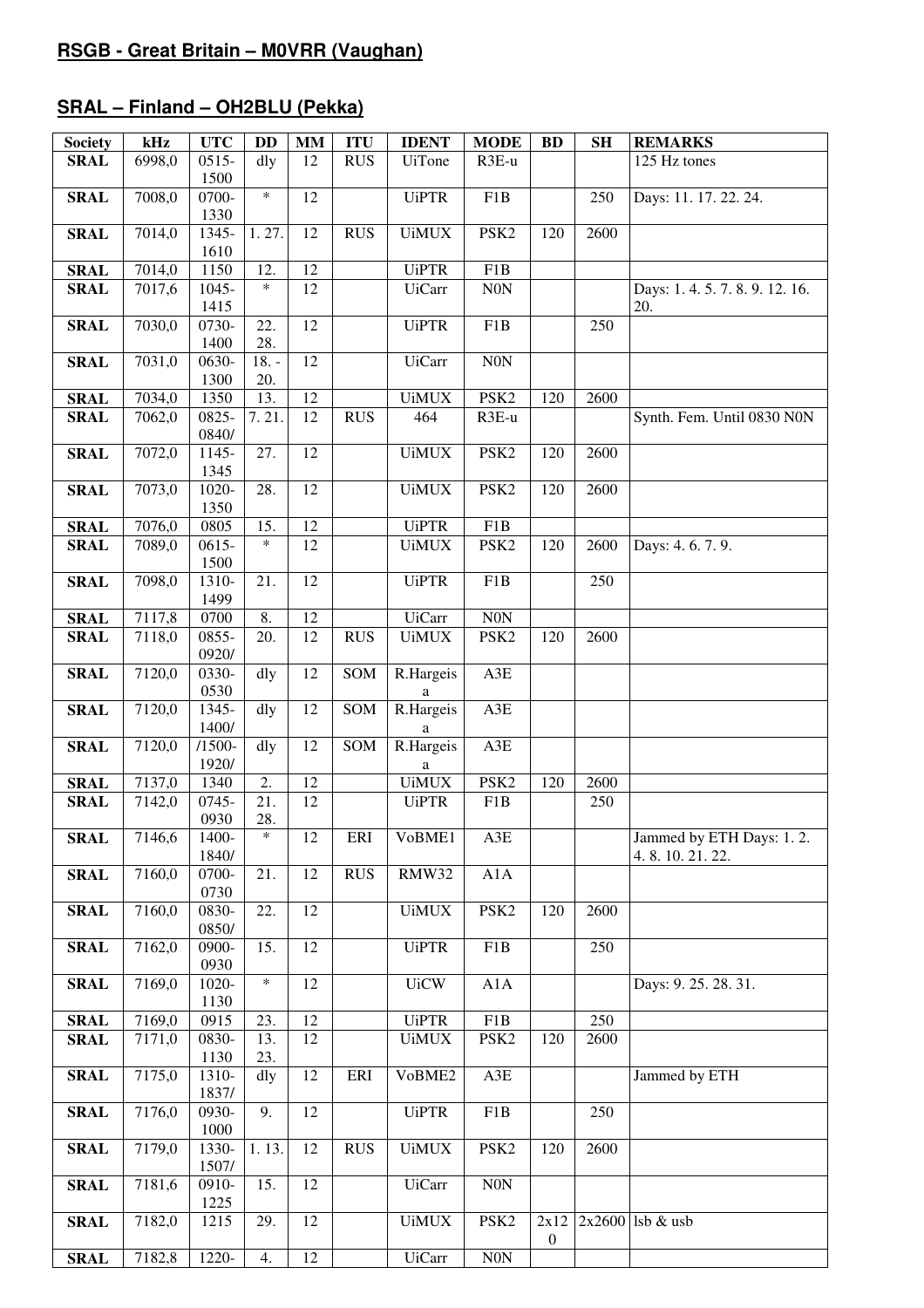## RSGB - Great Britain – M0VRR (Vaughan)

## SRAL – Finland – OH2BLU (Pekka)

| Society | kHz | UTC | DD | MM | ITU | IDENT | MODE | BD | SH | REMARKS |
|---|---|---|---|---|---|---|---|---|---|---|
| SRAL | 6998,0 | 0515-1500 | dly | 12 | RUS | UiTone | R3E-u | | | 125 Hz tones |
| SRAL | 7008,0 | 0700-1330 | * | 12 | | UiPTR | F1B | | 250 | Days: 11. 17. 22. 24. |
| SRAL | 7014,0 | 1345-1610 | 1. 27. | 12 | RUS | UiMUX | PSK2 | 120 | 2600 | |
| SRAL | 7014,0 | 1150 | 12. | 12 | | UiPTR | F1B | | | |
| SRAL | 7017,6 | 1045-1415 | * | 12 | | UiCarr | N0N | | | Days: 1. 4. 5. 7. 8. 9. 12. 16. 20. |
| SRAL | 7030,0 | 0730-1400 | 22. 28. | 12 | | UiPTR | F1B | | 250 | |
| SRAL | 7031,0 | 0630-1300 | 18. - 20. | 12 | | UiCarr | N0N | | | |
| SRAL | 7034,0 | 1350 | 13. | 12 | | UiMUX | PSK2 | 120 | 2600 | |
| SRAL | 7062,0 | 0825-0840/ | 7. 21. | 12 | RUS | 464 | R3E-u | | | Synth. Fem. Until 0830 N0N |
| SRAL | 7072,0 | 1145-1345 | 27. | 12 | | UiMUX | PSK2 | 120 | 2600 | |
| SRAL | 7073,0 | 1020-1350 | 28. | 12 | | UiMUX | PSK2 | 120 | 2600 | |
| SRAL | 7076,0 | 0805 | 15. | 12 | | UiPTR | F1B | | | |
| SRAL | 7089,0 | 0615-1500 | * | 12 | | UiMUX | PSK2 | 120 | 2600 | Days: 4. 6. 7. 9. |
| SRAL | 7098,0 | 1310-1499 | 21. | 12 | | UiPTR | F1B | | 250 | |
| SRAL | 7117,8 | 0700 | 8. | 12 | | UiCarr | N0N | | | |
| SRAL | 7118,0 | 0855-0920/ | 20. | 12 | RUS | UiMUX | PSK2 | 120 | 2600 | |
| SRAL | 7120,0 | 0330-0530 | dly | 12 | SOM | R.Hargeisa | A3E | | | |
| SRAL | 7120,0 | 1345-1400/ | dly | 12 | SOM | R.Hargeisa | A3E | | | |
| SRAL | 7120,0 | /1500-1920/ | dly | 12 | SOM | R.Hargeisa | A3E | | | |
| SRAL | 7137,0 | 1340 | 2. | 12 | | UiMUX | PSK2 | 120 | 2600 | |
| SRAL | 7142,0 | 0745-0930 | 21. 28. | 12 | | UiPTR | F1B | | 250 | |
| SRAL | 7146,6 | 1400-1840/ | * | 12 | ERI | VoBME1 | A3E | | | Jammed by ETH Days: 1. 2. 4. 8. 10. 21. 22. |
| SRAL | 7160,0 | 0700-0730 | 21. | 12 | RUS | RMW32 | A1A | | | |
| SRAL | 7160,0 | 0830-0850/ | 22. | 12 | | UiMUX | PSK2 | 120 | 2600 | |
| SRAL | 7162,0 | 0900-0930 | 15. | 12 | | UiPTR | F1B | | 250 | |
| SRAL | 7169,0 | 1020-1130 | * | 12 | | UiCW | A1A | | | Days: 9. 25. 28. 31. |
| SRAL | 7169,0 | 0915 | 23. | 12 | | UiPTR | F1B | | 250 | |
| SRAL | 7171,0 | 0830-1130 | 13. 23. | 12 | | UiMUX | PSK2 | 120 | 2600 | |
| SRAL | 7175,0 | 1310-1837/ | dly | 12 | ERI | VoBME2 | A3E | | | Jammed by ETH |
| SRAL | 7176,0 | 0930-1000 | 9. | 12 | | UiPTR | F1B | | 250 | |
| SRAL | 7179,0 | 1330-1507/ | 1. 13. | 12 | RUS | UiMUX | PSK2 | 120 | 2600 | |
| SRAL | 7181,6 | 0910-1225 | 15. | 12 | | UiCarr | N0N | | | |
| SRAL | 7182,0 | 1215 | 29. | 12 | | UiMUX | PSK2 | 2x120 | 2x2600 | lsb & usb |
| SRAL | 7182,8 | 1220- | 4. | 12 | | UiCarr | N0N | | | |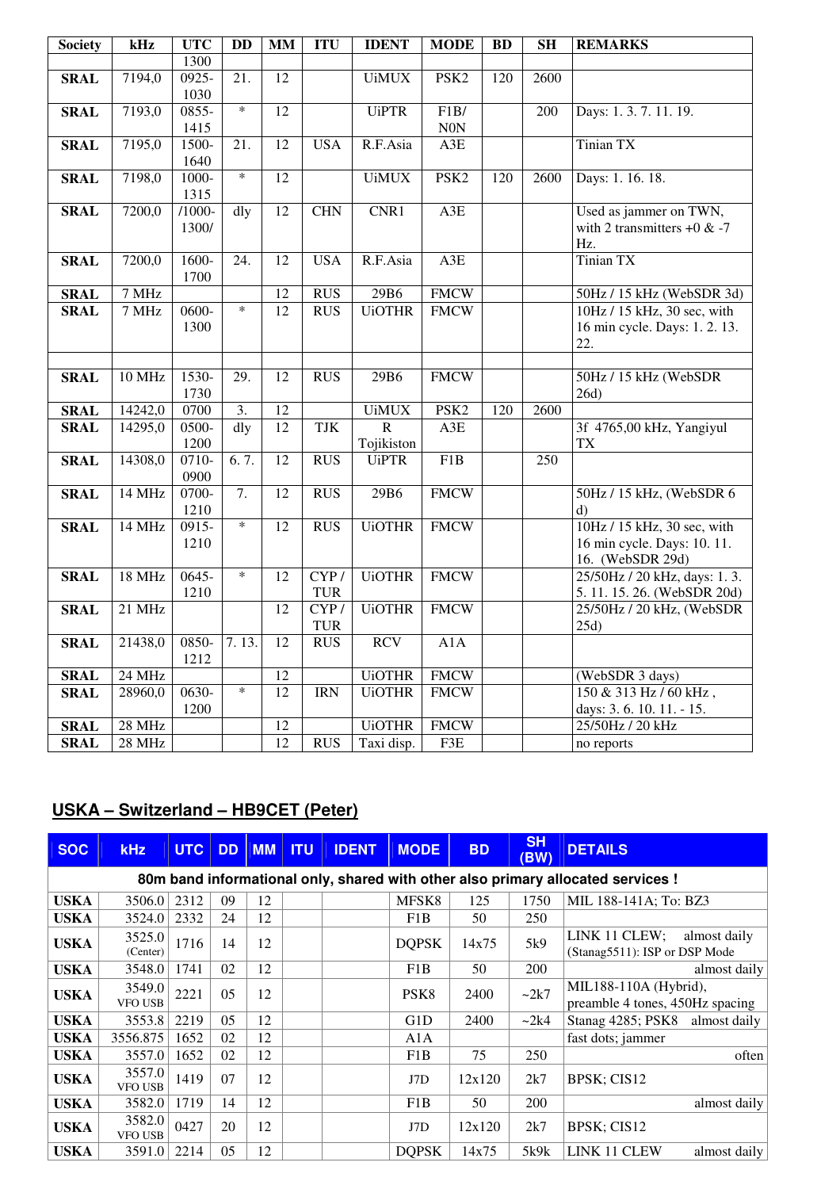| Society | kHz | UTC | DD | MM | ITU | IDENT | MODE | BD | SH | REMARKS |
|---|---|---|---|---|---|---|---|---|---|---|
| | | 1300 | | | | | | | | |
| **SRAL** | 7194,0 | 0925-1030 | 21. | 12 | | UiMUX | PSK2 | 120 | 2600 | |
| **SRAL** | 7193,0 | 0855-1415 | * | 12 | | UiPTR | F1B/ N0N | | 200 | Days: 1. 3. 7. 11. 19. |
| **SRAL** | 7195,0 | 1500-1640 | 21. | 12 | USA | R.F.Asia | A3E | | | Tinian TX |
| **SRAL** | 7198,0 | 1000-1315 | * | 12 | | UiMUX | PSK2 | 120 | 2600 | Days: 1. 16. 18. |
| **SRAL** | 7200,0 | /1000-1300/ | dly | 12 | CHN | CNR1 | A3E | | | Used as jammer on TWN, with 2 transmitters +0 & -7 Hz. |
| **SRAL** | 7200,0 | 1600-1700 | 24. | 12 | USA | R.F.Asia | A3E | | | Tinian TX |
| **SRAL** | 7 MHz | | | 12 | RUS | 29B6 | FMCW | | | 50Hz / 15 kHz (WebSDR 3d) |
| **SRAL** | 7 MHz | 0600-1300 | * | 12 | RUS | UiOTHR | FMCW | | | 10Hz / 15 kHz, 30 sec, with 16 min cycle. Days: 1. 2. 13. 22. |
| | | | | | | | | | | |
| **SRAL** | 10 MHz | 1530-1730 | 29. | 12 | RUS | 29B6 | FMCW | | | 50Hz / 15 kHz (WebSDR 26d) |
| **SRAL** | 14242,0 | 0700 | 3. | 12 | | UiMUX | PSK2 | 120 | 2600 | |
| **SRAL** | 14295,0 | 0500-1200 | dly | 12 | TJK | R Tojikiston | A3E | | | 3f 4765,00 kHz, Yangiyul TX |
| **SRAL** | 14308,0 | 0710-0900 | 6. 7. | 12 | RUS | UiPTR | F1B | | 250 | |
| **SRAL** | 14 MHz | 0700-1210 | 7. | 12 | RUS | 29B6 | FMCW | | | 50Hz / 15 kHz, (WebSDR 6 d) |
| **SRAL** | 14 MHz | 0915-1210 | * | 12 | RUS | UiOTHR | FMCW | | | 10Hz / 15 kHz, 30 sec, with 16 min cycle. Days: 10. 11. 16. (WebSDR 29d) |
| **SRAL** | 18 MHz | 0645-1210 | * | 12 | CYP / TUR | UiOTHR | FMCW | | | 25/50Hz / 20 kHz, days: 1. 3. 5. 11. 15. 26. (WebSDR 20d) |
| **SRAL** | 21 MHz | | | 12 | CYP / TUR | UiOTHR | FMCW | | | 25/50Hz / 20 kHz, (WebSDR 25d) |
| **SRAL** | 21438,0 | 0850-1212 | 7. 13. | 12 | RUS | RCV | A1A | | | |
| **SRAL** | 24 MHz | | | 12 | | UiOTHR | FMCW | | | (WebSDR 3 days) |
| **SRAL** | 28960,0 | 0630-1200 | * | 12 | IRN | UiOTHR | FMCW | | | 150 & 313 Hz / 60 kHz , days: 3. 6. 10. 11. - 15. |
| **SRAL** | 28 MHz | | | 12 | | UiOTHR | FMCW | | | 25/50Hz / 20 kHz |
| **SRAL** | 28 MHz | | | 12 | RUS | Taxi disp. | F3E | | | no reports |

## USKA – Switzerland – HB9CET (Peter)

| SOC | kHz | UTC | DD | MM | ITU | IDENT | MODE | BD | SH (BW) | DETAILS |
|---|---|---|---|---|---|---|---|---|---|---|
| **80m band informational only, shared with other also primary allocated services !** | | | | | | | | | | |
| **USKA** | 3506.0 | 2312 | 09 | 12 | | | MFSK8 | 125 | 1750 | MIL 188-141A; To: BZ3 |
| **USKA** | 3524.0 | 2332 | 24 | 12 | | | F1B | 50 | 250 | |
| **USKA** | 3525.0 (Center) | 1716 | 14 | 12 | | | DQPSK | 14x75 | 5k9 | LINK 11 CLEW; almost daily (Stanag5511): ISP or DSP Mode |
| **USKA** | 3548.0 | 1741 | 02 | 12 | | | F1B | 50 | 200 | almost daily |
| **USKA** | 3549.0 VFO USB | 2221 | 05 | 12 | | | PSK8 | 2400 | ~2k7 | MIL188-110A (Hybrid), preamble 4 tones, 450Hz spacing |
| **USKA** | 3553.8 | 2219 | 05 | 12 | | | G1D | 2400 | ~2k4 | Stanag 4285; PSK8 almost daily |
| **USKA** | 3556.875 | 1652 | 02 | 12 | | | A1A | | | fast dots; jammer |
| **USKA** | 3557.0 | 1652 | 02 | 12 | | | F1B | 75 | 250 | often |
| **USKA** | 3557.0 VFO USB | 1419 | 07 | 12 | | | J7D | 12x120 | 2k7 | BPSK; CIS12 |
| **USKA** | 3582.0 | 1719 | 14 | 12 | | | F1B | 50 | 200 | almost daily |
| **USKA** | 3582.0 VFO USB | 0427 | 20 | 12 | | | J7D | 12x120 | 2k7 | BPSK; CIS12 |
| **USKA** | 3591.0 | 2214 | 05 | 12 | | | DQPSK | 14x75 | 5k9k | LINK 11 CLEW almost daily |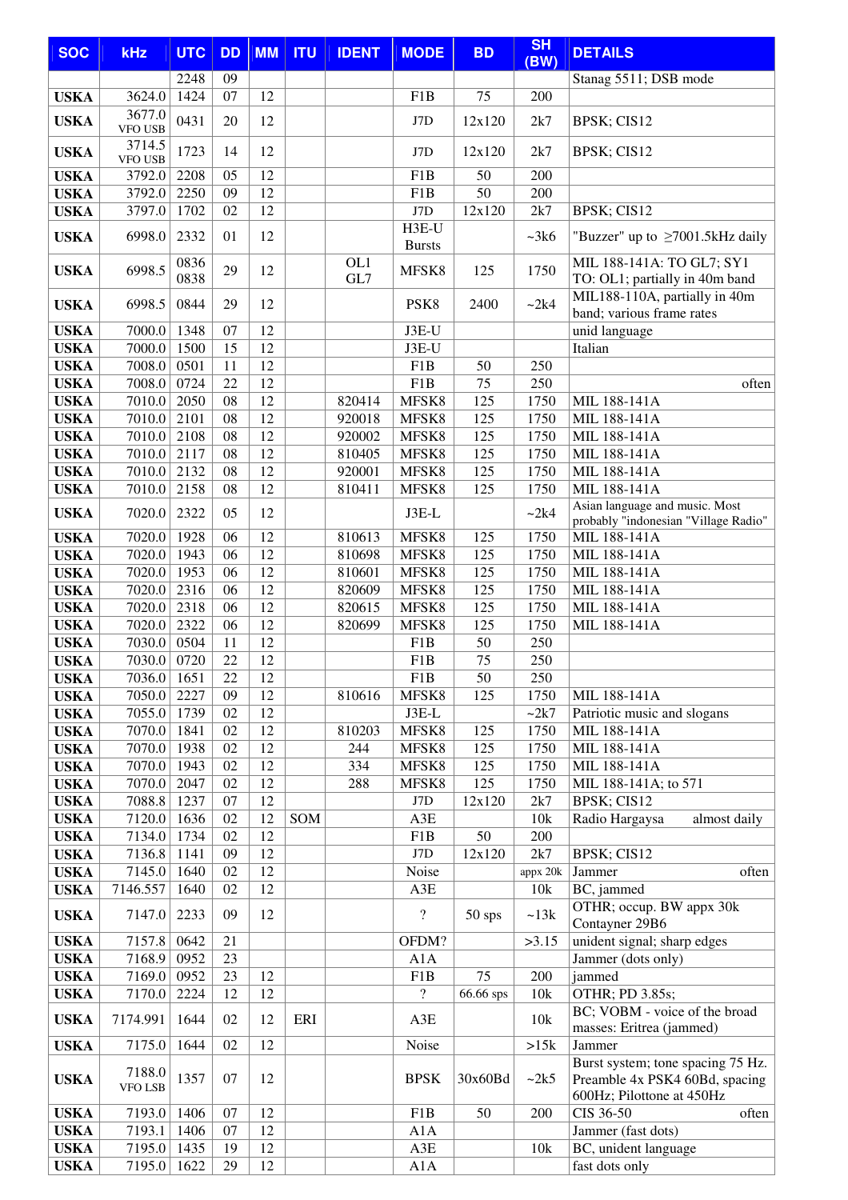| SOC | kHz | UTC | DD | MM | ITU | IDENT | MODE | BD | SH (BW) | DETAILS |
|---|---|---|---|---|---|---|---|---|---|---|
| | | 2248 | 09 | | | | | | | Stanag 5511; DSB mode |
| USKA | 3624.0 | 1424 | 07 | 12 | | | F1B | 75 | 200 | |
| USKA | 3677.0 VFO USB | 0431 | 20 | 12 | | | J7D | 12x120 | 2k7 | BPSK; CIS12 |
| USKA | 3714.5 VFO USB | 1723 | 14 | 12 | | | J7D | 12x120 | 2k7 | BPSK; CIS12 |
| USKA | 3792.0 | 2208 | 05 | 12 | | | F1B | 50 | 200 | |
| USKA | 3792.0 | 2250 | 09 | 12 | | | F1B | 50 | 200 | |
| USKA | 3797.0 | 1702 | 02 | 12 | | | J7D | 12x120 | 2k7 | BPSK; CIS12 |
| USKA | 6998.0 | 2332 | 01 | 12 | | | H3E-U Bursts | | ~3k6 | "Buzzer" up to ≥7001.5kHz daily |
| USKA | 6998.5 | 0836 0838 | 29 | 12 | | OL1 GL7 | MFSK8 | 125 | 1750 | MIL 188-141A: TO GL7; SY1 TO: OL1; partially in 40m band |
| USKA | 6998.5 | 0844 | 29 | 12 | | | PSK8 | 2400 | ~2k4 | MIL188-110A, partially in 40m band; various frame rates |
| USKA | 7000.0 | 1348 | 07 | 12 | | | J3E-U | | | unid language |
| USKA | 7000.0 | 1500 | 15 | 12 | | | J3E-U | | | Italian |
| USKA | 7008.0 | 0501 | 11 | 12 | | | F1B | 50 | 250 | |
| USKA | 7008.0 | 0724 | 22 | 12 | | | F1B | 75 | 250 | often |
| USKA | 7010.0 | 2050 | 08 | 12 | | 820414 | MFSK8 | 125 | 1750 | MIL 188-141A |
| USKA | 7010.0 | 2101 | 08 | 12 | | 920018 | MFSK8 | 125 | 1750 | MIL 188-141A |
| USKA | 7010.0 | 2108 | 08 | 12 | | 920002 | MFSK8 | 125 | 1750 | MIL 188-141A |
| USKA | 7010.0 | 2117 | 08 | 12 | | 810405 | MFSK8 | 125 | 1750 | MIL 188-141A |
| USKA | 7010.0 | 2132 | 08 | 12 | | 920001 | MFSK8 | 125 | 1750 | MIL 188-141A |
| USKA | 7010.0 | 2158 | 08 | 12 | | 810411 | MFSK8 | 125 | 1750 | MIL 188-141A |
| USKA | 7020.0 | 2322 | 05 | 12 | | | J3E-L | | ~2k4 | Asian language and music. Most probably "indonesian "Village Radio" |
| USKA | 7020.0 | 1928 | 06 | 12 | | 810613 | MFSK8 | 125 | 1750 | MIL 188-141A |
| USKA | 7020.0 | 1943 | 06 | 12 | | 810698 | MFSK8 | 125 | 1750 | MIL 188-141A |
| USKA | 7020.0 | 1953 | 06 | 12 | | 810601 | MFSK8 | 125 | 1750 | MIL 188-141A |
| USKA | 7020.0 | 2316 | 06 | 12 | | 820609 | MFSK8 | 125 | 1750 | MIL 188-141A |
| USKA | 7020.0 | 2318 | 06 | 12 | | 820615 | MFSK8 | 125 | 1750 | MIL 188-141A |
| USKA | 7020.0 | 2322 | 06 | 12 | | 820699 | MFSK8 | 125 | 1750 | MIL 188-141A |
| USKA | 7030.0 | 0504 | 11 | 12 | | | F1B | 50 | 250 | |
| USKA | 7030.0 | 0720 | 22 | 12 | | | F1B | 75 | 250 | |
| USKA | 7036.0 | 1651 | 22 | 12 | | | F1B | 50 | 250 | |
| USKA | 7050.0 | 2227 | 09 | 12 | | 810616 | MFSK8 | 125 | 1750 | MIL 188-141A |
| USKA | 7055.0 | 1739 | 02 | 12 | | | J3E-L | | ~2k7 | Patriotic music and slogans |
| USKA | 7070.0 | 1841 | 02 | 12 | | 810203 | MFSK8 | 125 | 1750 | MIL 188-141A |
| USKA | 7070.0 | 1938 | 02 | 12 | | 244 | MFSK8 | 125 | 1750 | MIL 188-141A |
| USKA | 7070.0 | 1943 | 02 | 12 | | 334 | MFSK8 | 125 | 1750 | MIL 188-141A |
| USKA | 7070.0 | 2047 | 02 | 12 | | 288 | MFSK8 | 125 | 1750 | MIL 188-141A; to 571 |
| USKA | 7088.8 | 1237 | 07 | 12 | | | J7D | 12x120 | 2k7 | BPSK; CIS12 |
| USKA | 7120.0 | 1636 | 02 | 12 | SOM | | A3E | | 10k | Radio Hargaysa almost daily |
| USKA | 7134.0 | 1734 | 02 | 12 | | | F1B | 50 | 200 | |
| USKA | 7136.8 | 1141 | 09 | 12 | | | J7D | 12x120 | 2k7 | BPSK; CIS12 |
| USKA | 7145.0 | 1640 | 02 | 12 | | | Noise | | appx 20k | Jammer often |
| USKA | 7146.557 | 1640 | 02 | 12 | | | A3E | | 10k | BC, jammed |
| USKA | 7147.0 | 2233 | 09 | 12 | | | ? | 50 sps | ~13k | OTHR; occup. BW appx 30k Contayner 29B6 |
| USKA | 7157.8 | 0642 | 21 | | | | OFDM? | | >3.15 | unident signal; sharp edges |
| USKA | 7168.9 | 0952 | 23 | | | | A1A | | | Jammer (dots only) |
| USKA | 7169.0 | 0952 | 23 | 12 | | | F1B | 75 | 200 | jammed |
| USKA | 7170.0 | 2224 | 12 | 12 | | | ? | 66.66 sps | 10k | OTHR; PD 3.85s; |
| USKA | 7174.991 | 1644 | 02 | 12 | ERI | | A3E | | 10k | BC; VOBM - voice of the broad masses: Eritrea (jammed) |
| USKA | 7175.0 | 1644 | 02 | 12 | | | Noise | | >15k | Jammer |
| USKA | 7188.0 VFO LSB | 1357 | 07 | 12 | | | BPSK | 30x60Bd | ~2k5 | Burst system; tone spacing 75 Hz. Preamble 4x PSK4 60Bd, spacing 600Hz; Pilottone at 450Hz |
| USKA | 7193.0 | 1406 | 07 | 12 | | | F1B | 50 | 200 | CIS 36-50 often |
| USKA | 7193.1 | 1406 | 07 | 12 | | | A1A | | | Jammer (fast dots) |
| USKA | 7195.0 | 1435 | 19 | 12 | | | A3E | | 10k | BC, unident language |
| USKA | 7195.0 | 1622 | 29 | 12 | | | A1A | | | fast dots only |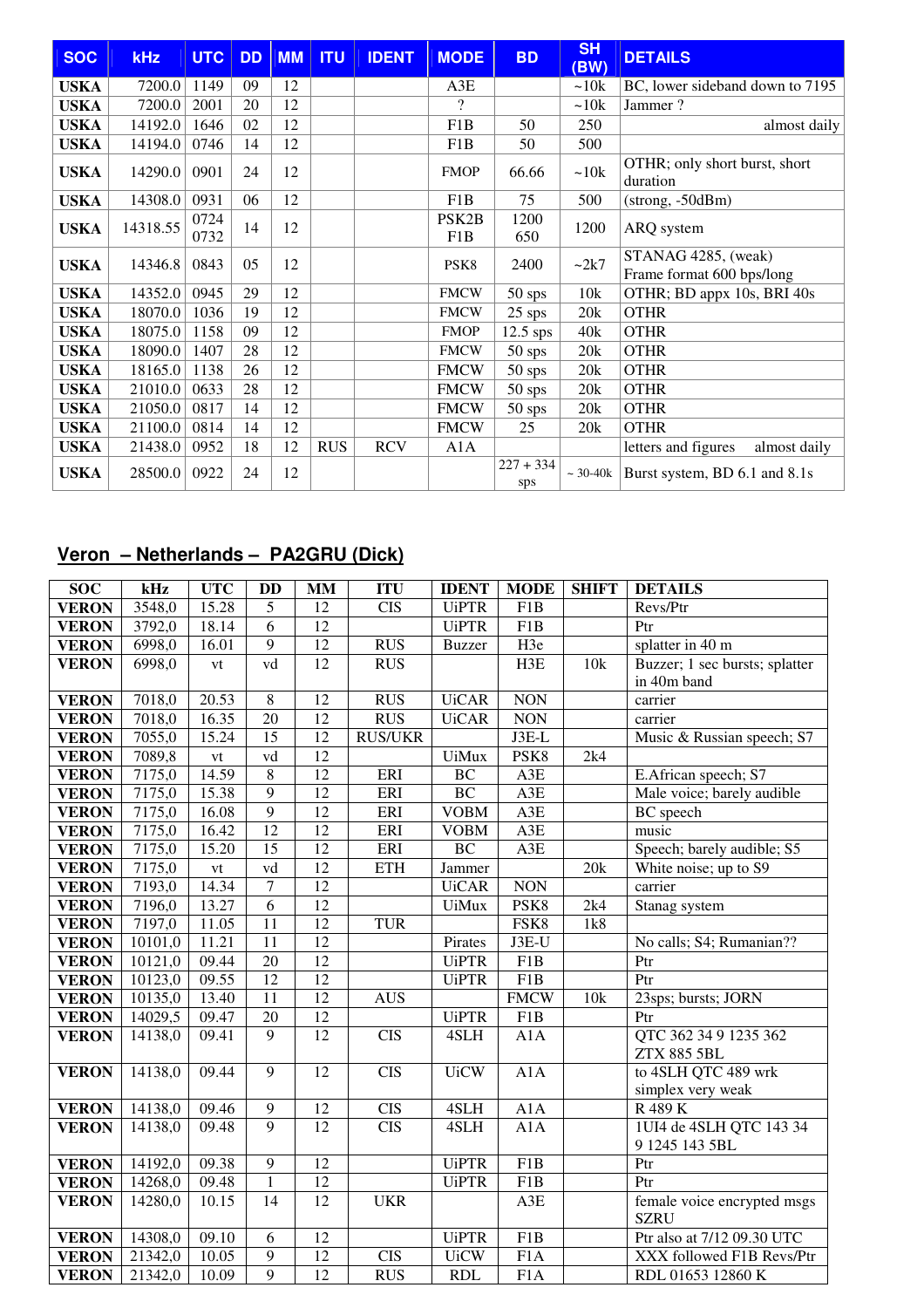| SOC | kHz | UTC | DD | MM | ITU | IDENT | MODE | BD | SH (BW) | DETAILS |
|---|---|---|---|---|---|---|---|---|---|---|
| USKA | 7200.0 | 1149 | 09 | 12 | | | A3E | | ~10k | BC, lower sideband down to 7195 |
| USKA | 7200.0 | 2001 | 20 | 12 | | | ? | | ~10k | Jammer ? |
| USKA | 14192.0 | 1646 | 02 | 12 | | | F1B | 50 | 250 | almost daily |
| USKA | 14194.0 | 0746 | 14 | 12 | | | F1B | 50 | 500 | |
| USKA | 14290.0 | 0901 | 24 | 12 | | | FMOP | 66.66 | ~10k | OTHR; only short burst, short duration |
| USKA | 14308.0 | 0931 | 06 | 12 | | | F1B | 75 | 500 | (strong, -50dBm) |
| USKA | 14318.55 | 0724 0732 | 14 | 12 | | | PSK2B F1B | 1200 650 | 1200 | ARQ system |
| USKA | 14346.8 | 0843 | 05 | 12 | | | PSK8 | 2400 | ~2k7 | STANAG 4285, (weak) Frame format 600 bps/long |
| USKA | 14352.0 | 0945 | 29 | 12 | | | FMCW | 50 sps | 10k | OTHR; BD appx 10s, BRI 40s |
| USKA | 18070.0 | 1036 | 19 | 12 | | | FMCW | 25 sps | 20k | OTHR |
| USKA | 18075.0 | 1158 | 09 | 12 | | | FMOP | 12.5 sps | 40k | OTHR |
| USKA | 18090.0 | 1407 | 28 | 12 | | | FMCW | 50 sps | 20k | OTHR |
| USKA | 18165.0 | 1138 | 26 | 12 | | | FMCW | 50 sps | 20k | OTHR |
| USKA | 21010.0 | 0633 | 28 | 12 | | | FMCW | 50 sps | 20k | OTHR |
| USKA | 21050.0 | 0817 | 14 | 12 | | | FMCW | 50 sps | 20k | OTHR |
| USKA | 21100.0 | 0814 | 14 | 12 | | | FMCW | 25 | 20k | OTHR |
| USKA | 21438.0 | 0952 | 18 | 12 | RUS | RCV | A1A | | | letters and figures almost daily |
| USKA | 28500.0 | 0922 | 24 | 12 | | | | 227 + 334 sps | ~ 30-40k | Burst system, BD 6.1 and 8.1s |

## Veron – Netherlands – PA2GRU (Dick)

| SOC | kHz | UTC | DD | MM | ITU | IDENT | MODE | SHIFT | DETAILS |
|---|---|---|---|---|---|---|---|---|---|
| VERON | 3548,0 | 15.28 | 5 | 12 | CIS | UiPTR | F1B | | Revs/Ptr |
| VERON | 3792,0 | 18.14 | 6 | 12 | | UiPTR | F1B | | Ptr |
| VERON | 6998,0 | 16.01 | 9 | 12 | RUS | Buzzer | H3e | | splatter in 40 m |
| VERON | 6998,0 | vt | vd | 12 | RUS | | H3E | 10k | Buzzer; 1 sec bursts; splatter in 40m band |
| VERON | 7018,0 | 20.53 | 8 | 12 | RUS | UiCAR | NON | | carrier |
| VERON | 7018,0 | 16.35 | 20 | 12 | RUS | UiCAR | NON | | carrier |
| VERON | 7055,0 | 15.24 | 15 | 12 | RUS/UKR | | J3E-L | | Music & Russian speech; S7 |
| VERON | 7089,8 | vt | vd | 12 | | UiMux | PSK8 | 2k4 | |
| VERON | 7175,0 | 14.59 | 8 | 12 | ERI | BC | A3E | | E.African speech; S7 |
| VERON | 7175,0 | 15.38 | 9 | 12 | ERI | BC | A3E | | Male voice; barely audible |
| VERON | 7175,0 | 16.08 | 9 | 12 | ERI | VOBM | A3E | | BC speech |
| VERON | 7175,0 | 16.42 | 12 | 12 | ERI | VOBM | A3E | | music |
| VERON | 7175,0 | 15.20 | 15 | 12 | ERI | BC | A3E | | Speech; barely audible; S5 |
| VERON | 7175,0 | vt | vd | 12 | ETH | Jammer | | 20k | White noise; up to S9 |
| VERON | 7193,0 | 14.34 | 7 | 12 | | UiCAR | NON | | carrier |
| VERON | 7196,0 | 13.27 | 6 | 12 | | UiMux | PSK8 | 2k4 | Stanag system |
| VERON | 7197,0 | 11.05 | 11 | 12 | TUR | | FSK8 | 1k8 | |
| VERON | 10101,0 | 11.21 | 11 | 12 | | Pirates | J3E-U | | No calls; S4; Rumanian?? |
| VERON | 10121,0 | 09.44 | 20 | 12 | | UiPTR | F1B | | Ptr |
| VERON | 10123,0 | 09.55 | 12 | 12 | | UiPTR | F1B | | Ptr |
| VERON | 10135,0 | 13.40 | 11 | 12 | AUS | | FMCW | 10k | 23sps; bursts; JORN |
| VERON | 14029,5 | 09.47 | 20 | 12 | | UiPTR | F1B | | Ptr |
| VERON | 14138,0 | 09.41 | 9 | 12 | CIS | 4SLH | A1A | | QTC 362 34 9 1235 362 ZTX 885 5BL |
| VERON | 14138,0 | 09.44 | 9 | 12 | CIS | UiCW | A1A | | to 4SLH QTC 489 wrk simplex very weak |
| VERON | 14138,0 | 09.46 | 9 | 12 | CIS | 4SLH | A1A | | R 489 K |
| VERON | 14138,0 | 09.48 | 9 | 12 | CIS | 4SLH | A1A | | 1UI4 de 4SLH QTC 143 34 9 1245 143 5BL |
| VERON | 14192,0 | 09.38 | 9 | 12 | | UiPTR | F1B | | Ptr |
| VERON | 14268,0 | 09.48 | 1 | 12 | | UiPTR | F1B | | Ptr |
| VERON | 14280,0 | 10.15 | 14 | 12 | UKR | | A3E | | female voice encrypted msgs SZRU |
| VERON | 14308,0 | 09.10 | 6 | 12 | | UiPTR | F1B | | Ptr also at 7/12 09.30 UTC |
| VERON | 21342,0 | 10.05 | 9 | 12 | CIS | UiCW | F1A | | XXX followed F1B Revs/Ptr |
| VERON | 21342,0 | 10.09 | 9 | 12 | RUS | RDL | F1A | | RDL 01653 12860 K |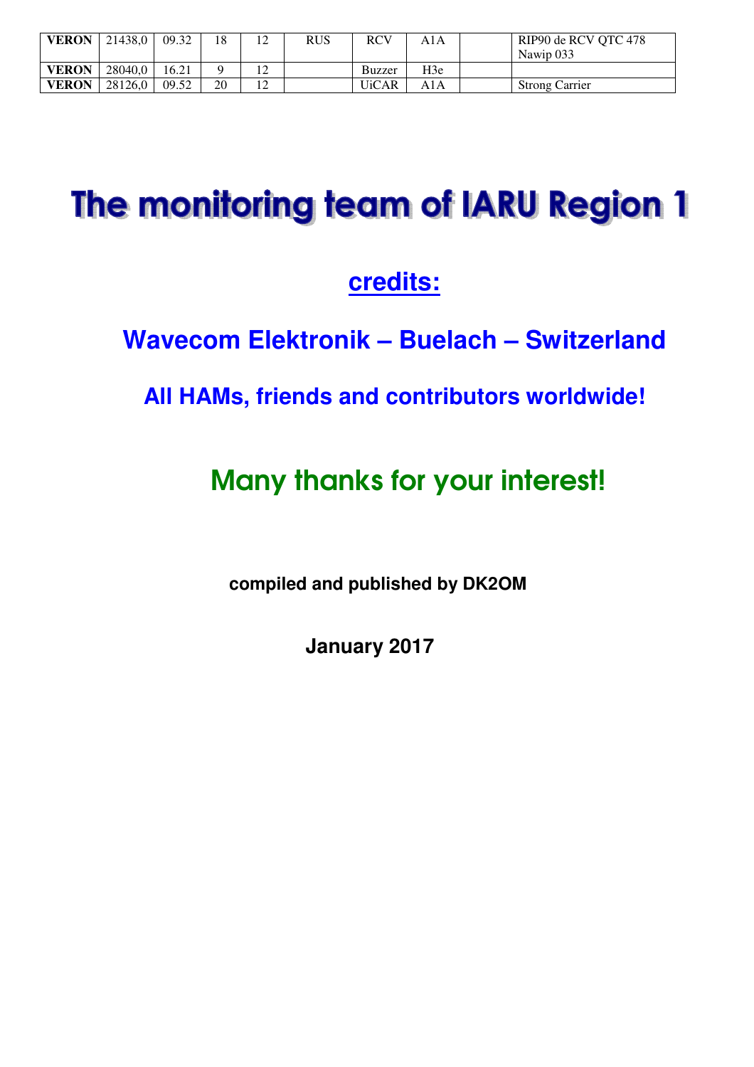| | | | | | | | | | |
|---|---|---|---|---|---|---|---|---|---|
| **VERON** | 21438,0 | 09.32 | 18 | 12 | RUS | RCV | A1A | | RIP90 de RCV QTC 478 Nawip 033 |
| **VERON** | 28040,0 | 16.21 | 9 | 12 | | Buzzer | H3e | | |
| **VERON** | 28126,0 | 09.52 | 20 | 12 | | UiCAR | A1A | | Strong Carrier |

# The monitoring team of IARU Region 1

## credits:

## Wavecom Elektronik – Buelach – Switzerland

### All HAMs, friends and contributors worldwide!

## Many thanks for your interest!

**compiled and published by DK2OM**

**January 2017**